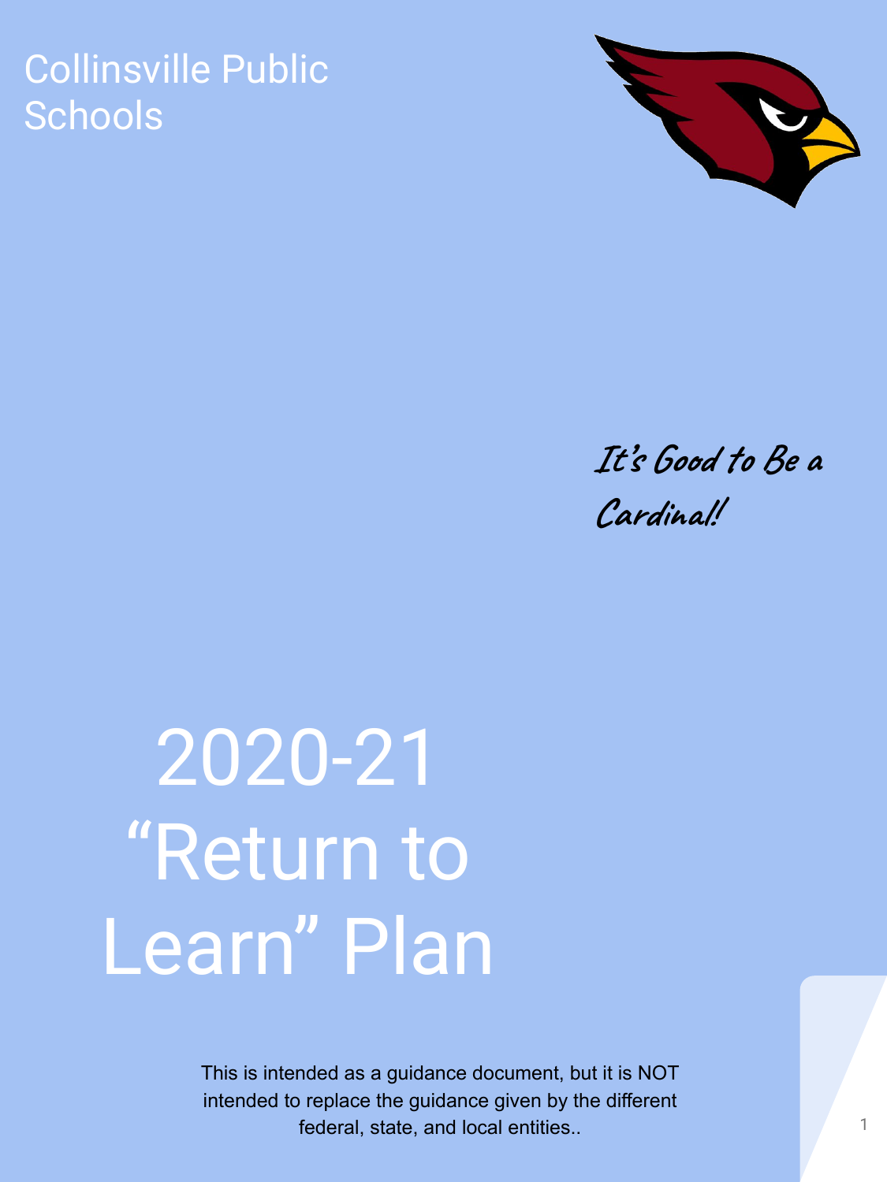Collinsville Public Schools

*It's Good to Be a Cardinal!*

# 2020-21 "Return to Learn" Plan

This is intended as a guidance document, but it is NOT intended to replace the guidance given by the different federal, state, and local entities..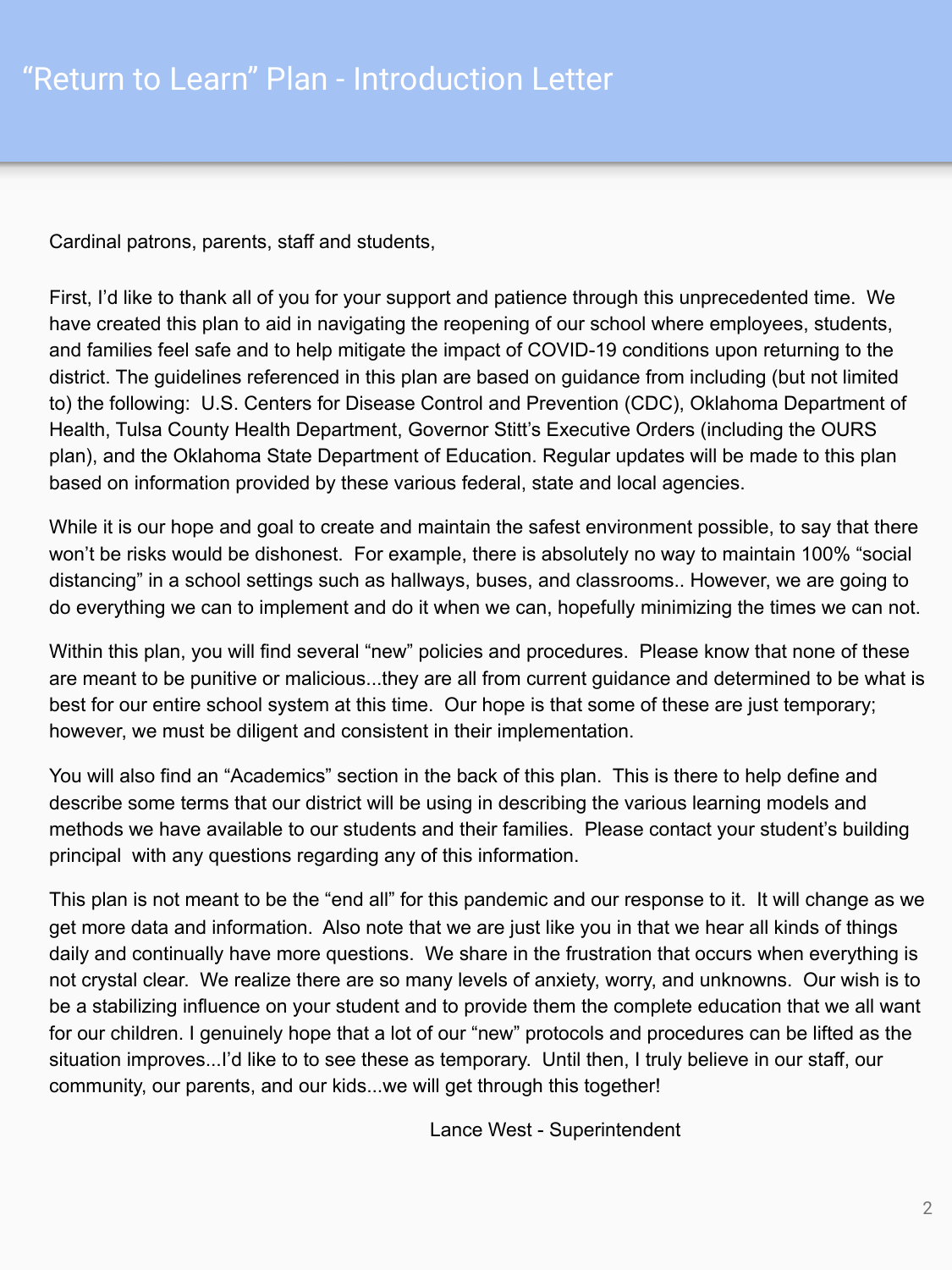# "Return to Learn" Plan - Introduction Letter

Cardinal patrons, parents, staff and students,

First, I'd like to thank all of you for your support and patience through this unprecedented time. We have created this plan to aid in navigating the reopening of our school where employees, students, and families feel safe and to help mitigate the impact of COVID-19 conditions upon returning to the district. The guidelines referenced in this plan are based on guidance from including (but not limited to) the following: U.S. Centers for Disease Control and Prevention (CDC), Oklahoma Department of Health, Tulsa County Health Department, Governor Stitt's Executive Orders (including the OURS plan), and the Oklahoma State Department of Education. Regular updates will be made to this plan based on information provided by these various federal, state and local agencies.

While it is our hope and goal to create and maintain the safest environment possible, to say that there won't be risks would be dishonest. For example, there is absolutely no way to maintain 100% "social distancing" in a school settings such as hallways, buses, and classrooms.. However, we are going to do everything we can to implement and do it when we can, hopefully minimizing the times we can not.

Within this plan, you will find several "new" policies and procedures. Please know that none of these are meant to be punitive or malicious...they are all from current guidance and determined to be what is best for our entire school system at this time. Our hope is that some of these are just temporary; however, we must be diligent and consistent in their implementation.

You will also find an "Academics" section in the back of this plan. This is there to help define and describe some terms that our district will be using in describing the various learning models and methods we have available to our students and their families. Please contact your student's building principal with any questions regarding any of this information.

This plan is not meant to be the "end all" for this pandemic and our response to it. It will change as we get more data and information. Also note that we are just like you in that we hear all kinds of things daily and continually have more questions. We share in the frustration that occurs when everything is not crystal clear. We realize there are so many levels of anxiety, worry, and unknowns. Our wish is to be a stabilizing influence on your student and to provide them the complete education that we all want for our children. I genuinely hope that a lot of our "new" protocols and procedures can be lifted as the situation improves...I'd like to to see these as temporary. Until then, I truly believe in our staff, our community, our parents, and our kids...we will get through this together!

Lance West - Superintendent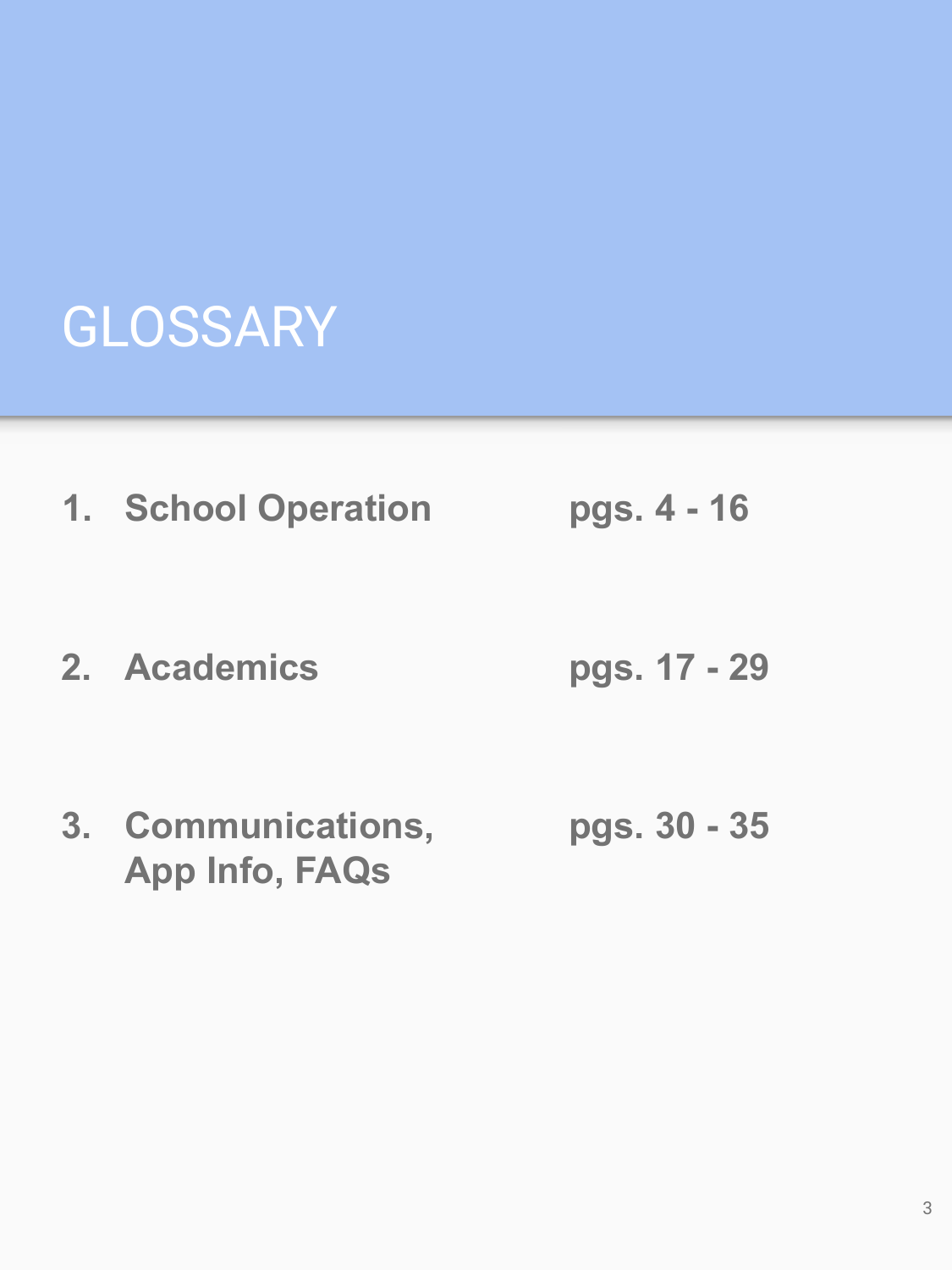# GLOSSARY

1. **School Operation** **pgs. 4 - 16**
2. **Academics** **pgs. 17 - 29**
3. **Communications, App Info, FAQs** **pgs. 30 - 35**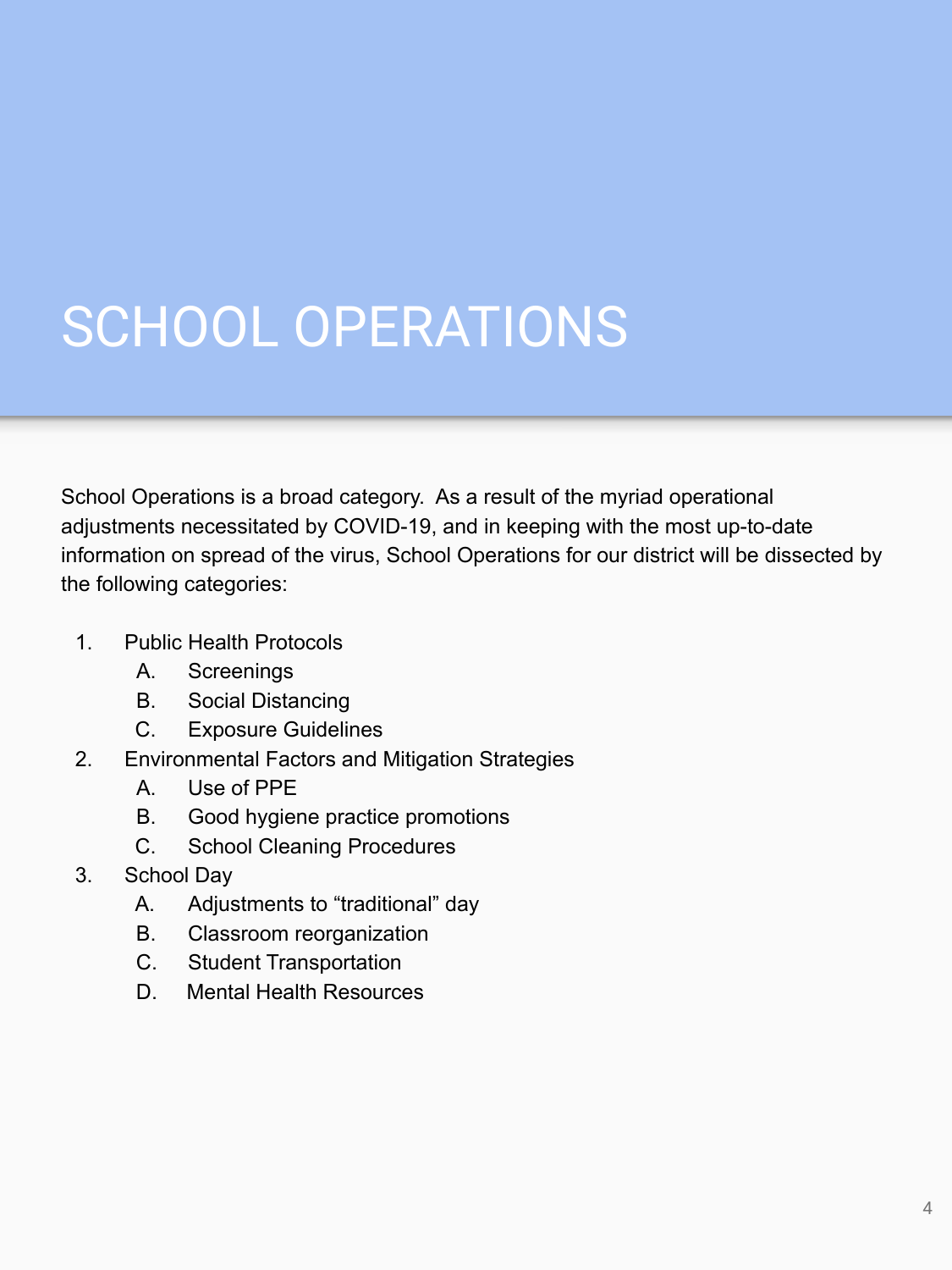# SCHOOL OPERATIONS

School Operations is a broad category. As a result of the myriad operational adjustments necessitated by COVID-19, and in keeping with the most up-to-date information on spread of the virus, School Operations for our district will be dissected by the following categories:

1. Public Health Protocols
   A. Screenings
   B. Social Distancing
   C. Exposure Guidelines
2. Environmental Factors and Mitigation Strategies
   A. Use of PPE
   B. Good hygiene practice promotions
   C. School Cleaning Procedures
3. School Day
   A. Adjustments to “traditional” day
   B. Classroom reorganization
   C. Student Transportation
   D. Mental Health Resources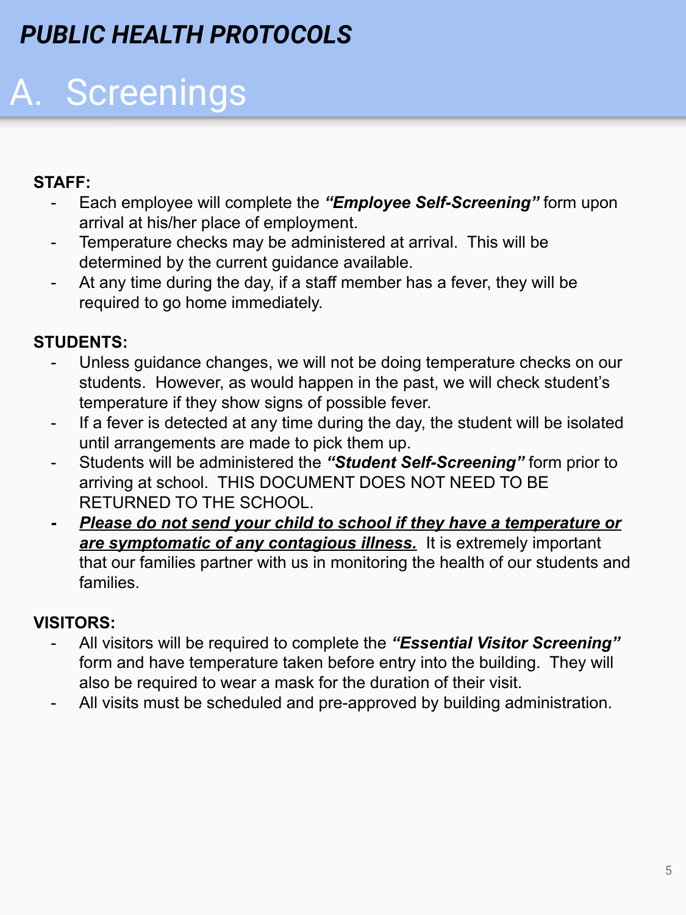***PUBLIC HEALTH PROTOCOLS***

# A. Screenings

**STAFF:**

- Each employee will complete the ***"Employee Self-Screening"*** form upon arrival at his/her place of employment.
- Temperature checks may be administered at arrival. This will be determined by the current guidance available.
- At any time during the day, if a staff member has a fever, they will be required to go home immediately.

**STUDENTS:**

- Unless guidance changes, we will not be doing temperature checks on our students. However, as would happen in the past, we will check student's temperature if they show signs of possible fever.
- If a fever is detected at any time during the day, the student will be isolated until arrangements are made to pick them up.
- Students will be administered the ***"Student Self-Screening"*** form prior to arriving at school. THIS DOCUMENT DOES NOT NEED TO BE RETURNED TO THE SCHOOL.
- ***<u>Please do not send your child to school if they have a temperature or are symptomatic of any contagious illness.</u>*** It is extremely important that our families partner with us in monitoring the health of our students and families.

**VISITORS:**

- All visitors will be required to complete the ***"Essential Visitor Screening"*** form and have temperature taken before entry into the building. They will also be required to wear a mask for the duration of their visit.
- All visits must be scheduled and pre-approved by building administration.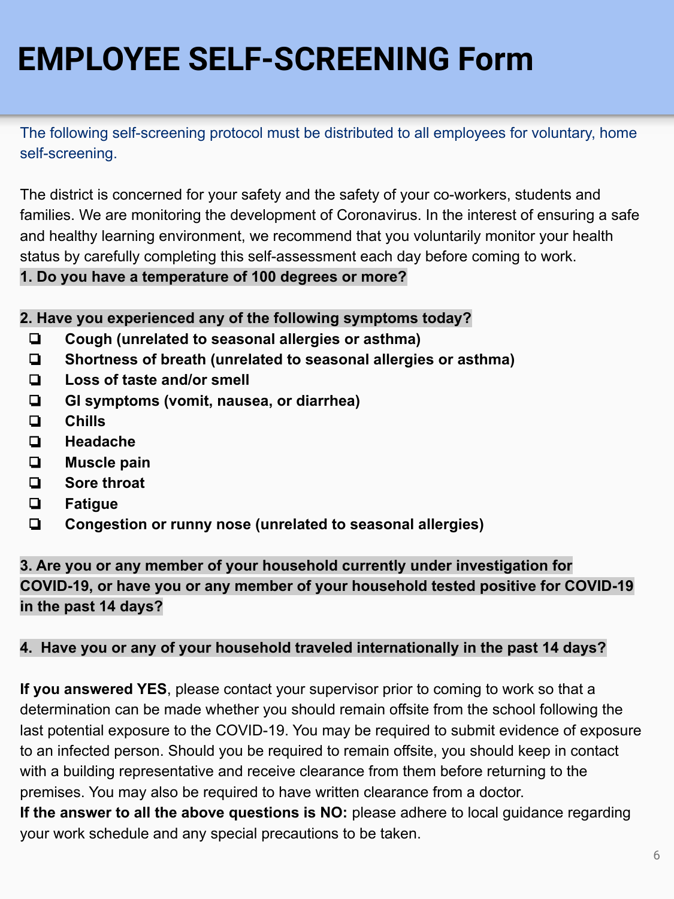# EMPLOYEE SELF-SCREENING Form

The following self-screening protocol must be distributed to all employees for voluntary, home self-screening.

The district is concerned for your safety and the safety of your co-workers, students and families. We are monitoring the development of Coronavirus. In the interest of ensuring a safe and healthy learning environment, we recommend that you voluntarily monitor your health status by carefully completing this self-assessment each day before coming to work.

**1. Do you have a temperature of 100 degrees or more?**

**2. Have you experienced any of the following symptoms today?**

- ❑ **Cough (unrelated to seasonal allergies or asthma)**
- ❑ **Shortness of breath (unrelated to seasonal allergies or asthma)**
- ❑ **Loss of taste and/or smell**
- ❑ **GI symptoms (vomit, nausea, or diarrhea)**
- ❑ **Chills**
- ❑ **Headache**
- ❑ **Muscle pain**
- ❑ **Sore throat**
- ❑ **Fatigue**
- ❑ **Congestion or runny nose (unrelated to seasonal allergies)**

**3. Are you or any member of your household currently under investigation for COVID-19, or have you or any member of your household tested positive for COVID-19 in the past 14 days?**

**4. Have you or any of your household traveled internationally in the past 14 days?**

**If you answered YES**, please contact your supervisor prior to coming to work so that a determination can be made whether you should remain offsite from the school following the last potential exposure to the COVID-19. You may be required to submit evidence of exposure to an infected person. Should you be required to remain offsite, you should keep in contact with a building representative and receive clearance from them before returning to the premises. You may also be required to have written clearance from a doctor.

**If the answer to all the above questions is NO:** please adhere to local guidance regarding your work schedule and any special precautions to be taken.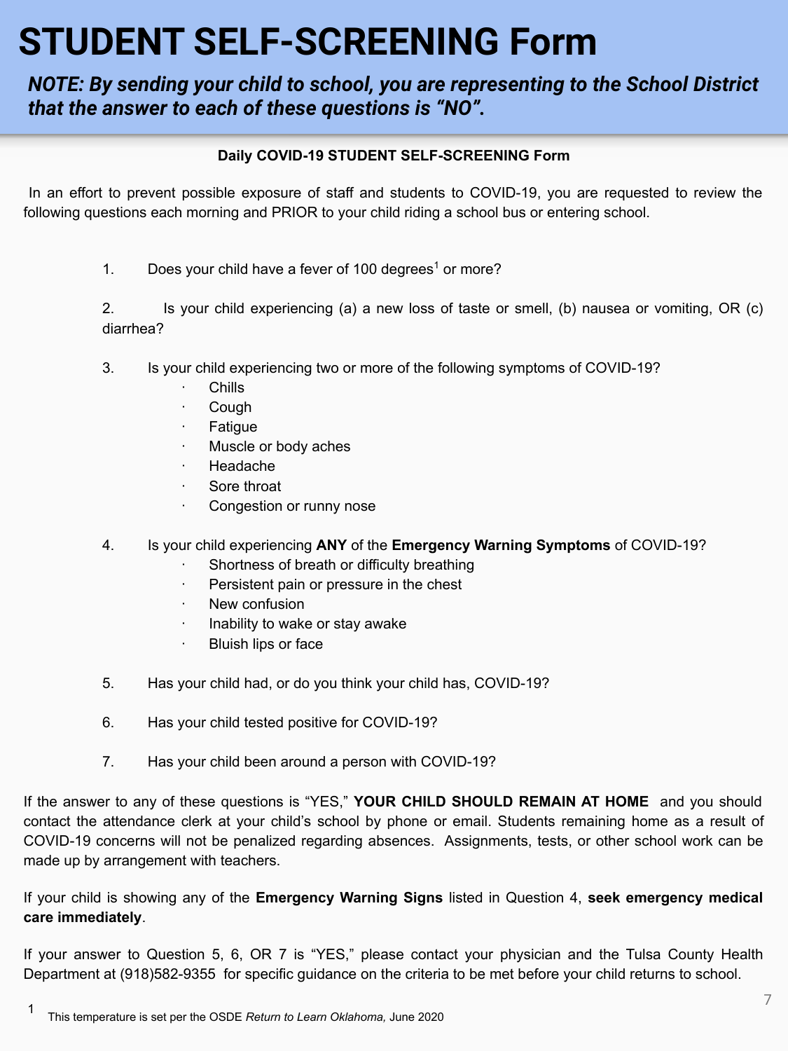# STUDENT SELF-SCREENING Form

***NOTE: By sending your child to school, you are representing to the School District that the answer to each of these questions is "NO".***

**Daily COVID-19 STUDENT SELF-SCREENING Form**

In an effort to prevent possible exposure of staff and students to COVID-19, you are requested to review the following questions each morning and PRIOR to your child riding a school bus or entering school.

1. Does your child have a fever of 100 degrees[1] or more?

2. Is your child experiencing (a) a new loss of taste or smell, (b) nausea or vomiting, OR (c) diarrhea?

3. Is your child experiencing two or more of the following symptoms of COVID-19?
   - Chills
   - Cough
   - Fatigue
   - Muscle or body aches
   - Headache
   - Sore throat
   - Congestion or runny nose

4. Is your child experiencing **ANY** of the **Emergency Warning Symptoms** of COVID-19?
   - Shortness of breath or difficulty breathing
   - Persistent pain or pressure in the chest
   - New confusion
   - Inability to wake or stay awake
   - Bluish lips or face

5. Has your child had, or do you think your child has, COVID-19?

6. Has your child tested positive for COVID-19?

7. Has your child been around a person with COVID-19?

If the answer to any of these questions is "YES," **YOUR CHILD SHOULD REMAIN AT HOME** and you should contact the attendance clerk at your child's school by phone or email. Students remaining home as a result of COVID-19 concerns will not be penalized regarding absences. Assignments, tests, or other school work can be made up by arrangement with teachers.

If your child is showing any of the **Emergency Warning Signs** listed in Question 4, **seek emergency medical care immediately**.

If your answer to Question 5, 6, OR 7 is "YES," please contact your physician and the Tulsa County Health Department at (918)582-9355 for specific guidance on the criteria to be met before your child returns to school.

[1] This temperature is set per the OSDE *Return to Learn Oklahoma,* June 2020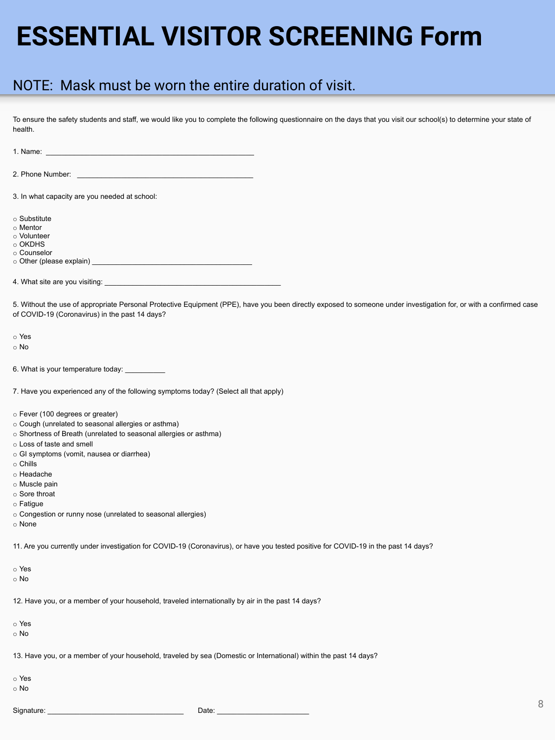# ESSENTIAL VISITOR SCREENING Form

## NOTE: Mask must be worn the entire duration of visit.

To ensure the safety students and staff, we would like you to complete the following questionnaire on the days that you visit our school(s) to determine your state of health.

1. Name: ___________________________________________________

2. Phone Number: ____________________________________________

3. In what capacity are you needed at school:

○ Substitute
○ Mentor
○ Volunteer
○ OKDHS
○ Counselor
○ Other (please explain) ______________________________________

4. What site are you visiting: ____________________________________________

5. Without the use of appropriate Personal Protective Equipment (PPE), have you been directly exposed to someone under investigation for, or with a confirmed case of COVID-19 (Coronavirus) in the past 14 days?

○ Yes
○ No

6. What is your temperature today: __________

7. Have you experienced any of the following symptoms today? (Select all that apply)

○ Fever (100 degrees or greater)
○ Cough (unrelated to seasonal allergies or asthma)
○ Shortness of Breath (unrelated to seasonal allergies or asthma)
○ Loss of taste and smell
○ GI symptoms (vomit, nausea or diarrhea)
○ Chills
○ Headache
○ Muscle pain
○ Sore throat
○ Fatigue
○ Congestion or runny nose (unrelated to seasonal allergies)
○ None

11. Are you currently under investigation for COVID-19 (Coronavirus), or have you tested positive for COVID-19 in the past 14 days?

○ Yes
○ No

12. Have you, or a member of your household, traveled internationally by air in the past 14 days?

○ Yes
○ No

13. Have you, or a member of your household, traveled by sea (Domestic or International) within the past 14 days?

○ Yes
○ No

Signature: _________________________________ Date: ______________________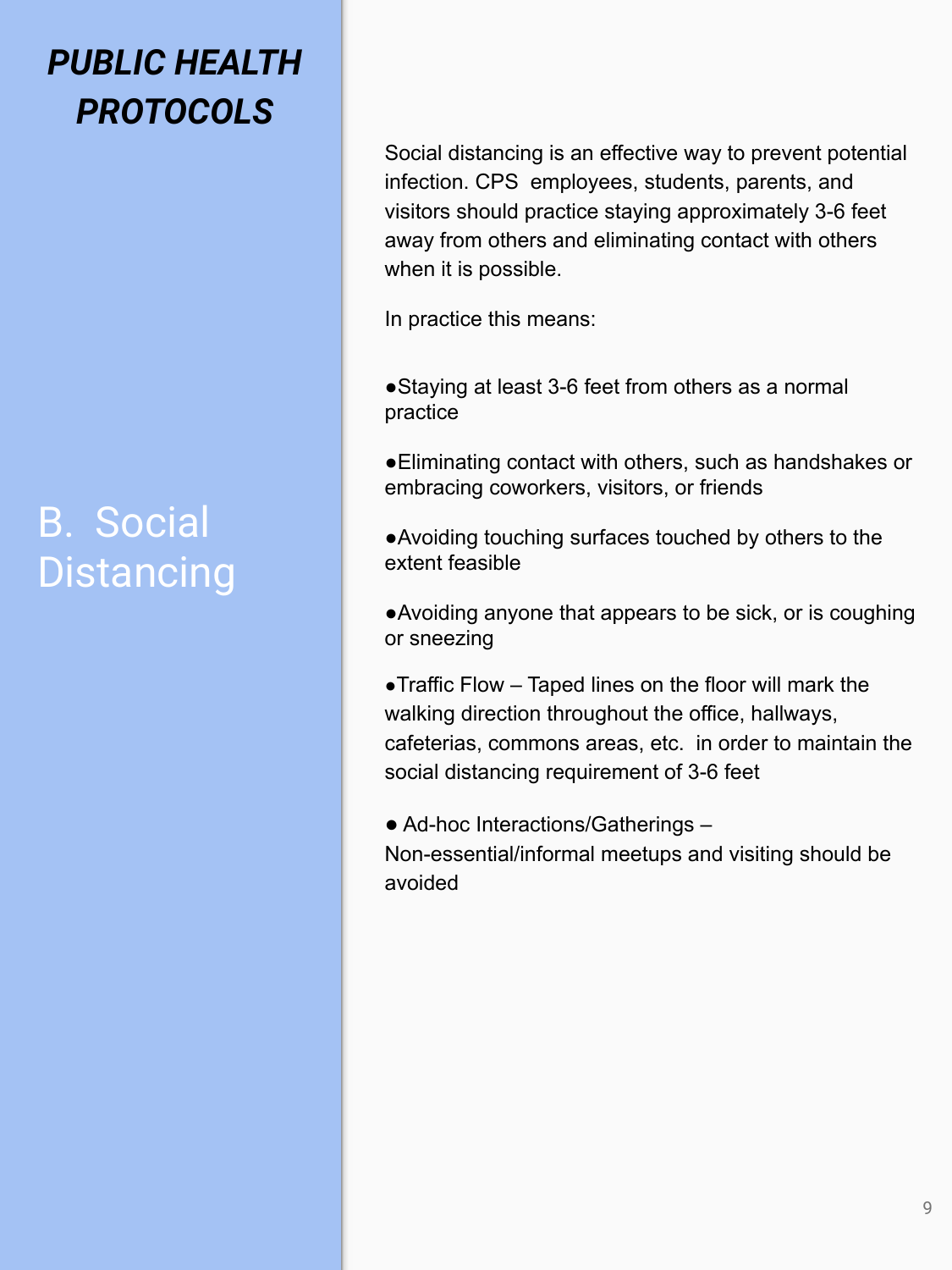# *PUBLIC HEALTH PROTOCOLS*

## B. Social Distancing

Social distancing is an effective way to prevent potential infection. CPS employees, students, parents, and visitors should practice staying approximately 3-6 feet away from others and eliminating contact with others when it is possible.

In practice this means:

- Staying at least 3-6 feet from others as a normal practice
- Eliminating contact with others, such as handshakes or embracing coworkers, visitors, or friends
- Avoiding touching surfaces touched by others to the extent feasible
- Avoiding anyone that appears to be sick, or is coughing or sneezing
- Traffic Flow – Taped lines on the floor will mark the walking direction throughout the office, hallways, cafeterias, commons areas, etc. in order to maintain the social distancing requirement of 3-6 feet
- Ad-hoc Interactions/Gatherings – Non-essential/informal meetups and visiting should be avoided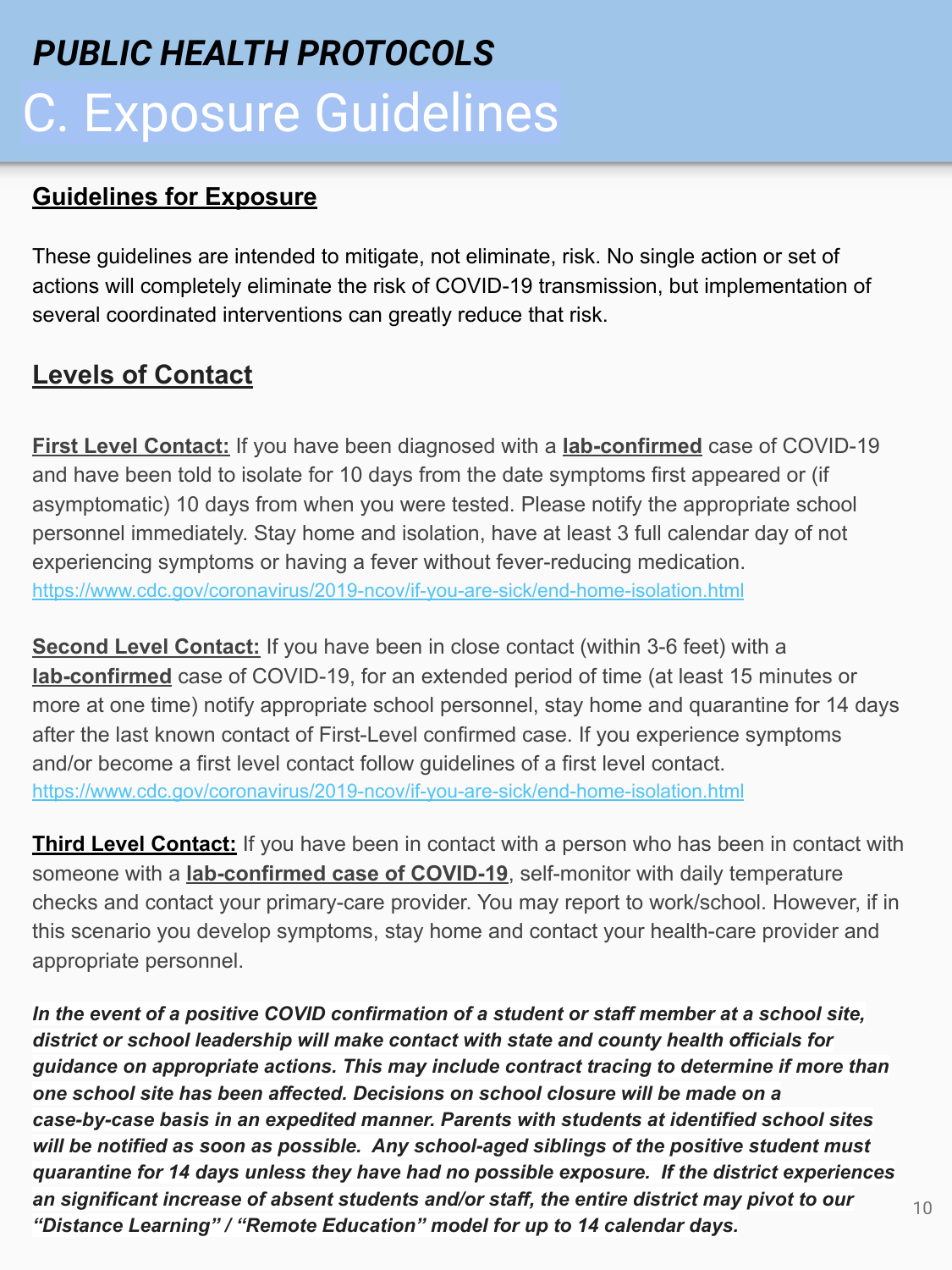# *PUBLIC HEALTH PROTOCOLS*

# C. Exposure Guidelines

## Guidelines for Exposure

These guidelines are intended to mitigate, not eliminate, risk. No single action or set of actions will completely eliminate the risk of COVID-19 transmission, but implementation of several coordinated interventions can greatly reduce that risk.

## Levels of Contact

**First Level Contact:** If you have been diagnosed with a **lab-confirmed** case of COVID-19 and have been told to isolate for 10 days from the date symptoms first appeared or (if asymptomatic) 10 days from when you were tested. Please notify the appropriate school personnel immediately. Stay home and isolation, have at least 3 full calendar day of not experiencing symptoms or having a fever without fever-reducing medication.
https://www.cdc.gov/coronavirus/2019-ncov/if-you-are-sick/end-home-isolation.html

**Second Level Contact:** If you have been in close contact (within 3-6 feet) with a **lab-confirmed** case of COVID-19, for an extended period of time (at least 15 minutes or more at one time) notify appropriate school personnel, stay home and quarantine for 14 days after the last known contact of First-Level confirmed case. If you experience symptoms and/or become a first level contact follow guidelines of a first level contact.
https://www.cdc.gov/coronavirus/2019-ncov/if-you-are-sick/end-home-isolation.html

**Third Level Contact:** If you have been in contact with a person who has been in contact with someone with a **lab-confirmed case of COVID-19**, self-monitor with daily temperature checks and contact your primary-care provider. You may report to work/school. However, if in this scenario you develop symptoms, stay home and contact your health-care provider and appropriate personnel.

***In the event of a positive COVID confirmation of a student or staff member at a school site, district or school leadership will make contact with state and county health officials for guidance on appropriate actions. This may include contract tracing to determine if more than one school site has been affected. Decisions on school closure will be made on a case-by-case basis in an expedited manner. Parents with students at identified school sites will be notified as soon as possible. Any school-aged siblings of the positive student must quarantine for 14 days unless they have had no possible exposure. If the district experiences an significant increase of absent students and/or staff, the entire district may pivot to our "Distance Learning" / "Remote Education" model for up to 14 calendar days.***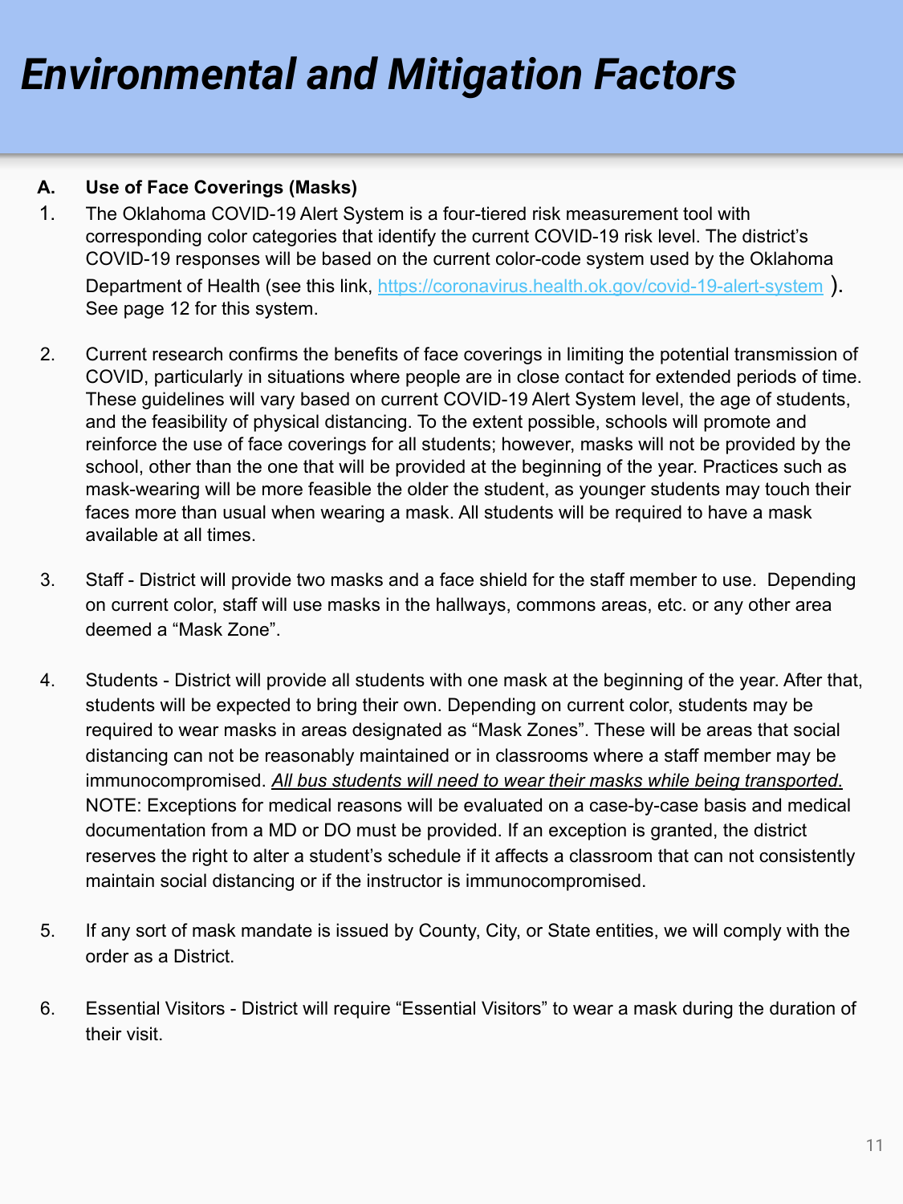# *Environmental and Mitigation Factors*

**A. Use of Face Coverings (Masks)**

1. The Oklahoma COVID-19 Alert System is a four-tiered risk measurement tool with corresponding color categories that identify the current COVID-19 risk level. The district's COVID-19 responses will be based on the current color-code system used by the Oklahoma Department of Health (see this link, https://coronavirus.health.ok.gov/covid-19-alert-system ). See page 12 for this system.

2. Current research confirms the benefits of face coverings in limiting the potential transmission of COVID, particularly in situations where people are in close contact for extended periods of time. These guidelines will vary based on current COVID-19 Alert System level, the age of students, and the feasibility of physical distancing. To the extent possible, schools will promote and reinforce the use of face coverings for all students; however, masks will not be provided by the school, other than the one that will be provided at the beginning of the year. Practices such as mask-wearing will be more feasible the older the student, as younger students may touch their faces more than usual when wearing a mask. All students will be required to have a mask available at all times.

3. Staff - District will provide two masks and a face shield for the staff member to use. Depending on current color, staff will use masks in the hallways, commons areas, etc. or any other area deemed a "Mask Zone".

4. Students - District will provide all students with one mask at the beginning of the year. After that, students will be expected to bring their own. Depending on current color, students may be required to wear masks in areas designated as "Mask Zones". These will be areas that social distancing can not be reasonably maintained or in classrooms where a staff member may be immunocompromised. *All bus students will need to wear their masks while being transported.* NOTE: Exceptions for medical reasons will be evaluated on a case-by-case basis and medical documentation from a MD or DO must be provided. If an exception is granted, the district reserves the right to alter a student's schedule if it affects a classroom that can not consistently maintain social distancing or if the instructor is immunocompromised.

5. If any sort of mask mandate is issued by County, City, or State entities, we will comply with the order as a District.

6. Essential Visitors - District will require "Essential Visitors" to wear a mask during the duration of their visit.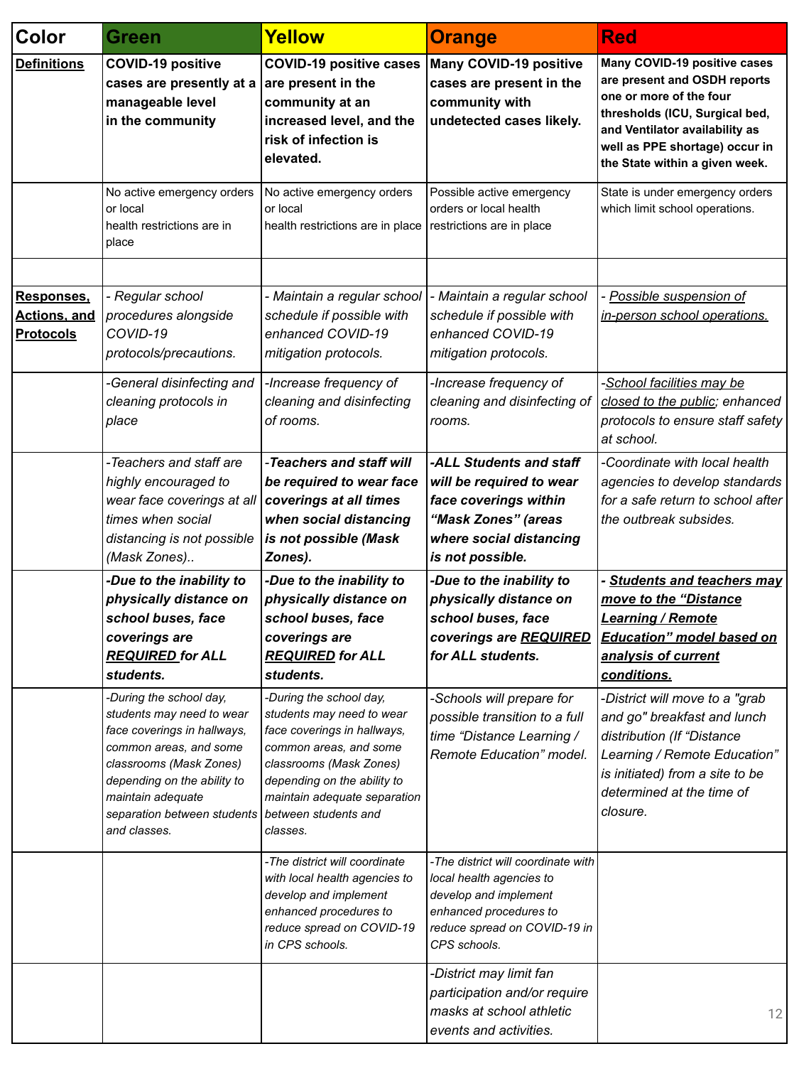| Color | Green | Yellow | Orange | Red |
|---|---|---|---|---|
| **Definitions** | **COVID-19 positive cases are presently at a manageable level in the community** | **COVID-19 positive cases are present in the community at an increased level, and the risk of infection is elevated.** | **Many COVID-19 positive cases are present in the community with undetected cases likely.** | **Many COVID-19 positive cases are present and OSDH reports one or more of the four thresholds (ICU, Surgical bed, and Ventilator availability as well as PPE shortage) occur in the State within a given week.** |
| | No active emergency orders or local health restrictions are in place | No active emergency orders or local health restrictions are in place | Possible active emergency orders or local health restrictions are in place | State is under emergency orders which limit school operations. |
| | | | | |
| **Responses, Actions, and Protocols** | *- Regular school procedures alongside COVID-19 protocols/precautions.* | *- Maintain a regular school schedule if possible with enhanced COVID-19 mitigation protocols.* | *- Maintain a regular school schedule if possible with enhanced COVID-19 mitigation protocols.* | *- Possible suspension of in-person school operations.* |
| | *-General disinfecting and cleaning protocols in place* | *-Increase frequency of cleaning and disinfecting of rooms.* | *-Increase frequency of cleaning and disinfecting of rooms.* | *-School facilities may be closed to the public; enhanced protocols to ensure staff safety at school.* |
| | *-Teachers and staff are highly encouraged to wear face coverings at all times when social distancing is not possible (Mask Zones)..* | ***-Teachers and staff will be required to wear face coverings at all times when social distancing is not possible (Mask Zones).*** | ***-ALL Students and staff will be required to wear face coverings within "Mask Zones" (areas where social distancing is not possible.*** | *-Coordinate with local health agencies to develop standards for a safe return to school after the outbreak subsides.* |
| | ***-Due to the inability to physically distance on school buses, face coverings are REQUIRED for ALL students.*** | ***-Due to the inability to physically distance on school buses, face coverings are REQUIRED for ALL students.*** | ***-Due to the inability to physically distance on school buses, face coverings are REQUIRED for ALL students.*** | ***- Students and teachers may move to the "Distance Learning / Remote Education" model based on analysis of current conditions.*** |
| | *-During the school day, students may need to wear face coverings in hallways, common areas, and some classrooms (Mask Zones) depending on the ability to maintain adequate separation between students and classes.* | *-During the school day, students may need to wear face coverings in hallways, common areas, and some classrooms (Mask Zones) depending on the ability to maintain adequate separation between students and classes.* | *-Schools will prepare for possible transition to a full time "Distance Learning / Remote Education" model.* | *-District will move to a "grab and go" breakfast and lunch distribution (If "Distance Learning / Remote Education" is initiated) from a site to be determined at the time of closure.* |
| | | *-The district will coordinate with local health agencies to develop and implement enhanced procedures to reduce spread on COVID-19 in CPS schools.* | *-The district will coordinate with local health agencies to develop and implement enhanced procedures to reduce spread on COVID-19 in CPS schools.* | |
| | | | *-District may limit fan participation and/or require masks at school athletic events and activities.* | |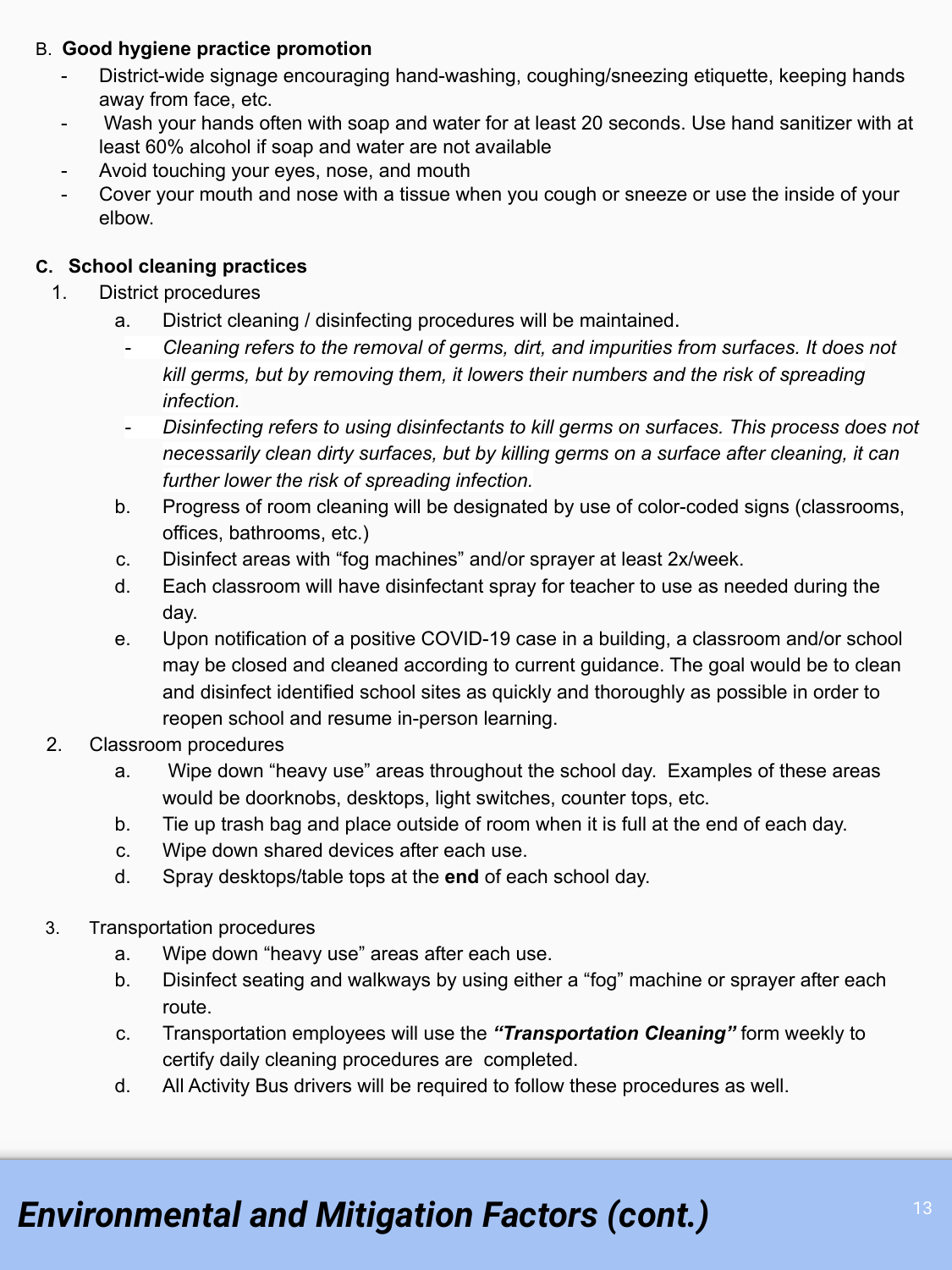B. **Good hygiene practice promotion**

- District-wide signage encouraging hand-washing, coughing/sneezing etiquette, keeping hands away from face, etc.
- Wash your hands often with soap and water for at least 20 seconds. Use hand sanitizer with at least 60% alcohol if soap and water are not available
- Avoid touching your eyes, nose, and mouth
- Cover your mouth and nose with a tissue when you cough or sneeze or use the inside of your elbow.

C. **School cleaning practices**

1. District procedures
   a. District cleaning / disinfecting procedures will be maintained.
      - *Cleaning refers to the removal of germs, dirt, and impurities from surfaces. It does not kill germs, but by removing them, it lowers their numbers and the risk of spreading infection.*
      - *Disinfecting refers to using disinfectants to kill germs on surfaces. This process does not necessarily clean dirty surfaces, but by killing germs on a surface after cleaning, it can further lower the risk of spreading infection.*

   b. Progress of room cleaning will be designated by use of color-coded signs (classrooms, offices, bathrooms, etc.)
   c. Disinfect areas with "fog machines" and/or sprayer at least 2x/week.
   d. Each classroom will have disinfectant spray for teacher to use as needed during the day.
   e. Upon notification of a positive COVID-19 case in a building, a classroom and/or school may be closed and cleaned according to current guidance. The goal would be to clean and disinfect identified school sites as quickly and thoroughly as possible in order to reopen school and resume in-person learning.
2. Classroom procedures
   a. Wipe down "heavy use" areas throughout the school day. Examples of these areas would be doorknobs, desktops, light switches, counter tops, etc.
   b. Tie up trash bag and place outside of room when it is full at the end of each day.
   c. Wipe down shared devices after each use.
   d. Spray desktops/table tops at the **end** of each school day.
3. Transportation procedures
   a. Wipe down "heavy use" areas after each use.
   b. Disinfect seating and walkways by using either a "fog" machine or sprayer after each route.
   c. Transportation employees will use the ***"Transportation Cleaning"*** form weekly to certify daily cleaning procedures are completed.
   d. All Activity Bus drivers will be required to follow these procedures as well.

## *Environmental and Mitigation Factors (cont.)*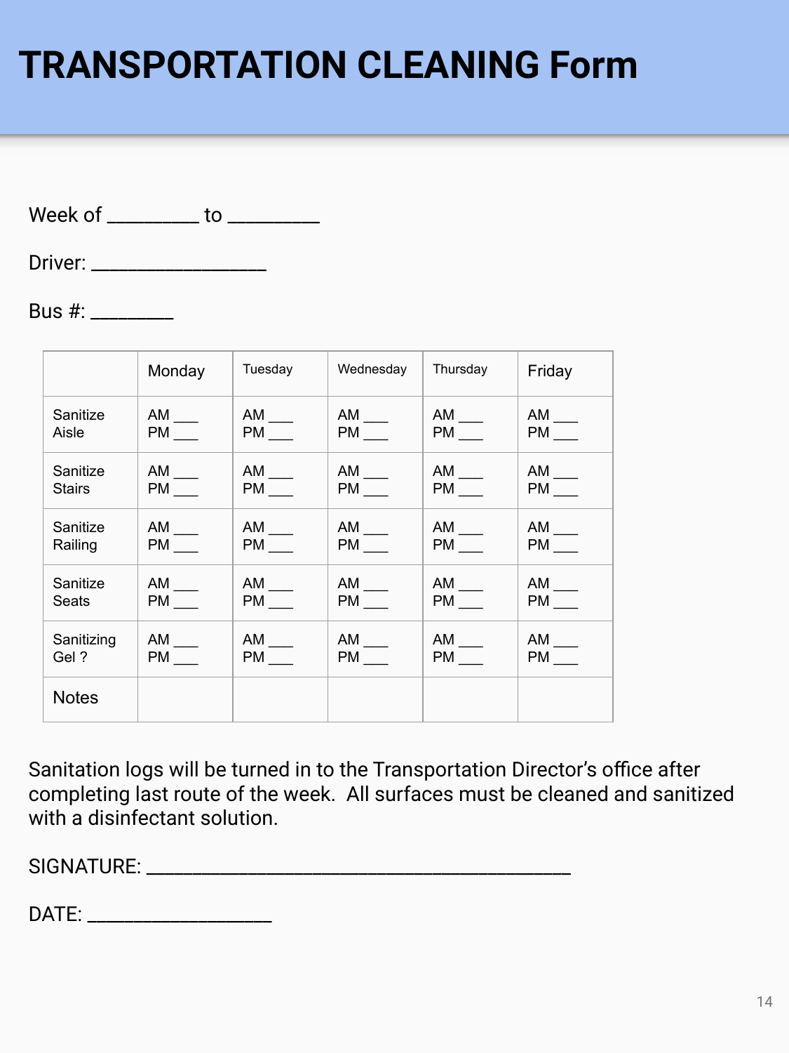# TRANSPORTATION CLEANING Form

Week of ________ to ________

Driver: ________________

Bus #: ________

| | Monday | Tuesday | Wednesday | Thursday | Friday |
|---|---|---|---|---|---|
| Sanitize Aisle | AM ___ PM ___ | AM ___ PM ___ | AM ___ PM ___ | AM ___ PM ___ | AM ___ PM ___ |
| Sanitize Stairs | AM ___ PM ___ | AM ___ PM ___ | AM ___ PM ___ | AM ___ PM ___ | AM ___ PM ___ |
| Sanitize Railing | AM ___ PM ___ | AM ___ PM ___ | AM ___ PM ___ | AM ___ PM ___ | AM ___ PM ___ |
| Sanitize Seats | AM ___ PM ___ | AM ___ PM ___ | AM ___ PM ___ | AM ___ PM ___ | AM ___ PM ___ |
| Sanitizing Gel ? | AM ___ PM ___ | AM ___ PM ___ | AM ___ PM ___ | AM ___ PM ___ | AM ___ PM ___ |
| Notes | | | | | |

Sanitation logs will be turned in to the Transportation Director's office after completing last route of the week. All surfaces must be cleaned and sanitized with a disinfectant solution.

SIGNATURE: ________________________________________

DATE: _________________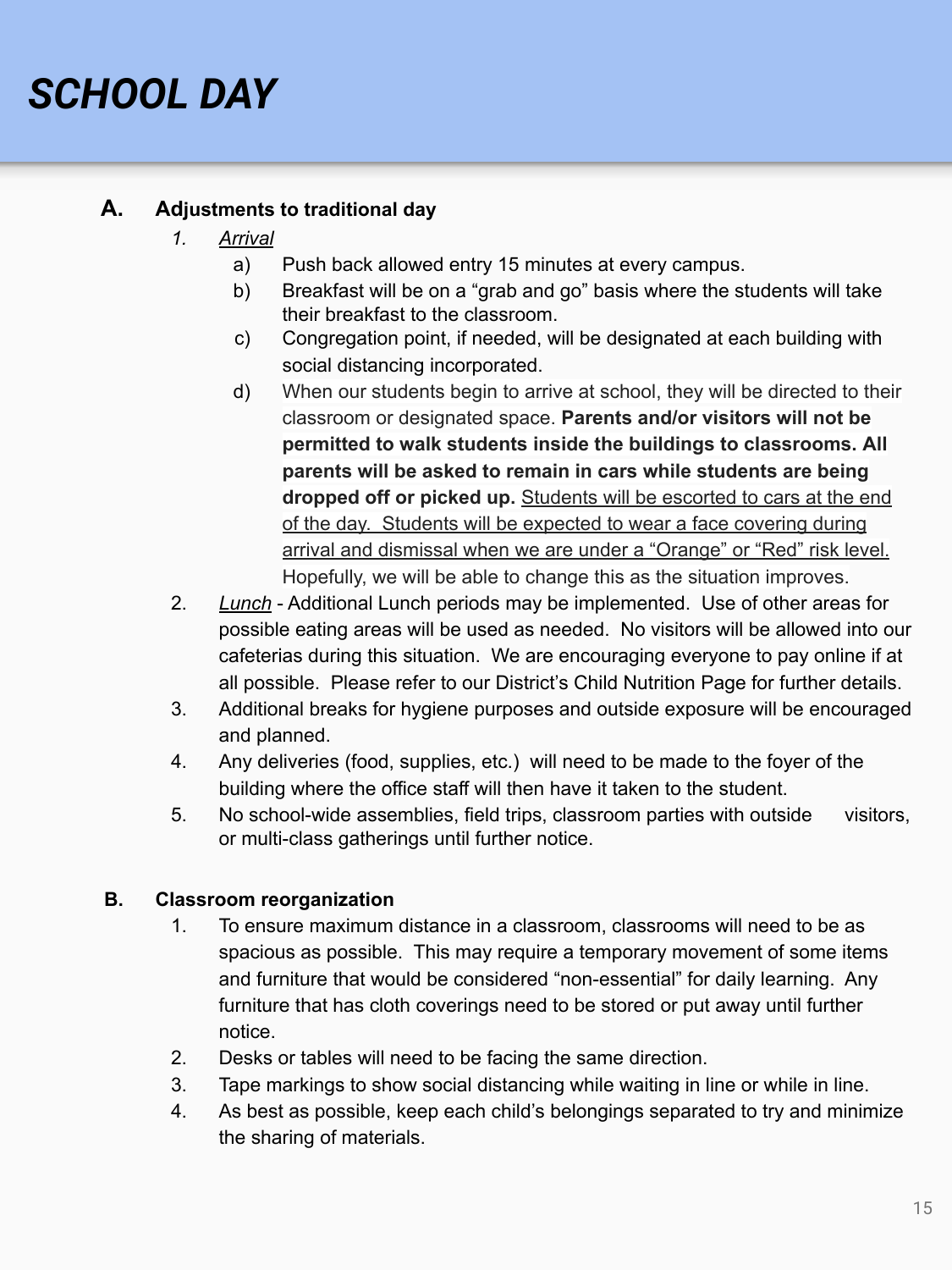# SCHOOL DAY

**A. Adjustments to traditional day**

1. *Arrival*
   a) Push back allowed entry 15 minutes at every campus.
   b) Breakfast will be on a "grab and go" basis where the students will take their breakfast to the classroom.
   c) Congregation point, if needed, will be designated at each building with social distancing incorporated.
   d) When our students begin to arrive at school, they will be directed to their classroom or designated space. **Parents and/or visitors will not be permitted to walk students inside the buildings to classrooms. All parents will be asked to remain in cars while students are being dropped off or picked up.** <u>Students will be escorted to cars at the end of the day. Students will be expected to wear a face covering during arrival and dismissal when we are under a "Orange" or "Red" risk level.</u> Hopefully, we will be able to change this as the situation improves.
2. *Lunch* - Additional Lunch periods may be implemented. Use of other areas for possible eating areas will be used as needed. No visitors will be allowed into our cafeterias during this situation. We are encouraging everyone to pay online if at all possible. Please refer to our District's Child Nutrition Page for further details.
3. Additional breaks for hygiene purposes and outside exposure will be encouraged and planned.
4. Any deliveries (food, supplies, etc.) will need to be made to the foyer of the building where the office staff will then have it taken to the student.
5. No school-wide assemblies, field trips, classroom parties with outside visitors, or multi-class gatherings until further notice.

**B. Classroom reorganization**

1. To ensure maximum distance in a classroom, classrooms will need to be as spacious as possible. This may require a temporary movement of some items and furniture that would be considered "non-essential" for daily learning. Any furniture that has cloth coverings need to be stored or put away until further notice.
2. Desks or tables will need to be facing the same direction.
3. Tape markings to show social distancing while waiting in line or while in line.
4. As best as possible, keep each child's belongings separated to try and minimize the sharing of materials.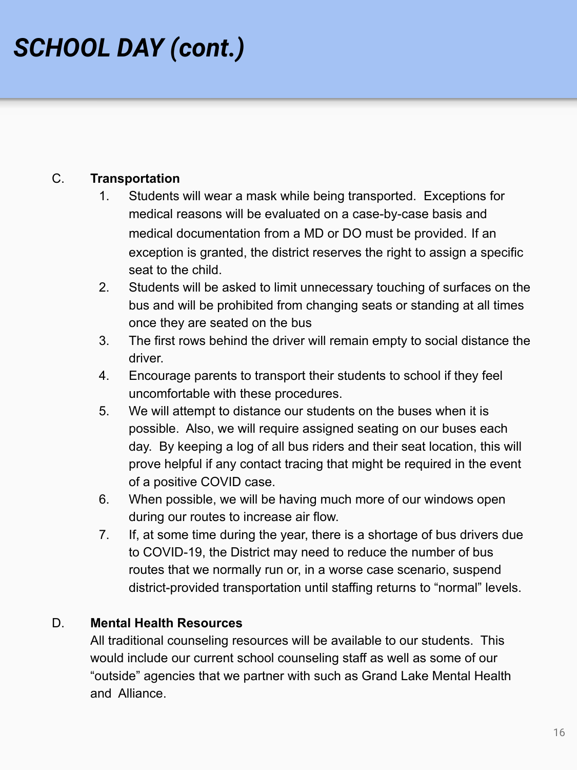# *SCHOOL DAY (cont.)*

C. **Transportation**

1. Students will wear a mask while being transported. Exceptions for medical reasons will be evaluated on a case-by-case basis and medical documentation from a MD or DO must be provided. If an exception is granted, the district reserves the right to assign a specific seat to the child.
2. Students will be asked to limit unnecessary touching of surfaces on the bus and will be prohibited from changing seats or standing at all times once they are seated on the bus
3. The first rows behind the driver will remain empty to social distance the driver.
4. Encourage parents to transport their students to school if they feel uncomfortable with these procedures.
5. We will attempt to distance our students on the buses when it is possible. Also, we will require assigned seating on our buses each day. By keeping a log of all bus riders and their seat location, this will prove helpful if any contact tracing that might be required in the event of a positive COVID case.
6. When possible, we will be having much more of our windows open during our routes to increase air flow.
7. If, at some time during the year, there is a shortage of bus drivers due to COVID-19, the District may need to reduce the number of bus routes that we normally run or, in a worse case scenario, suspend district-provided transportation until staffing returns to “normal” levels.

D. **Mental Health Resources**

All traditional counseling resources will be available to our students. This would include our current school counseling staff as well as some of our “outside” agencies that we partner with such as Grand Lake Mental Health and Alliance.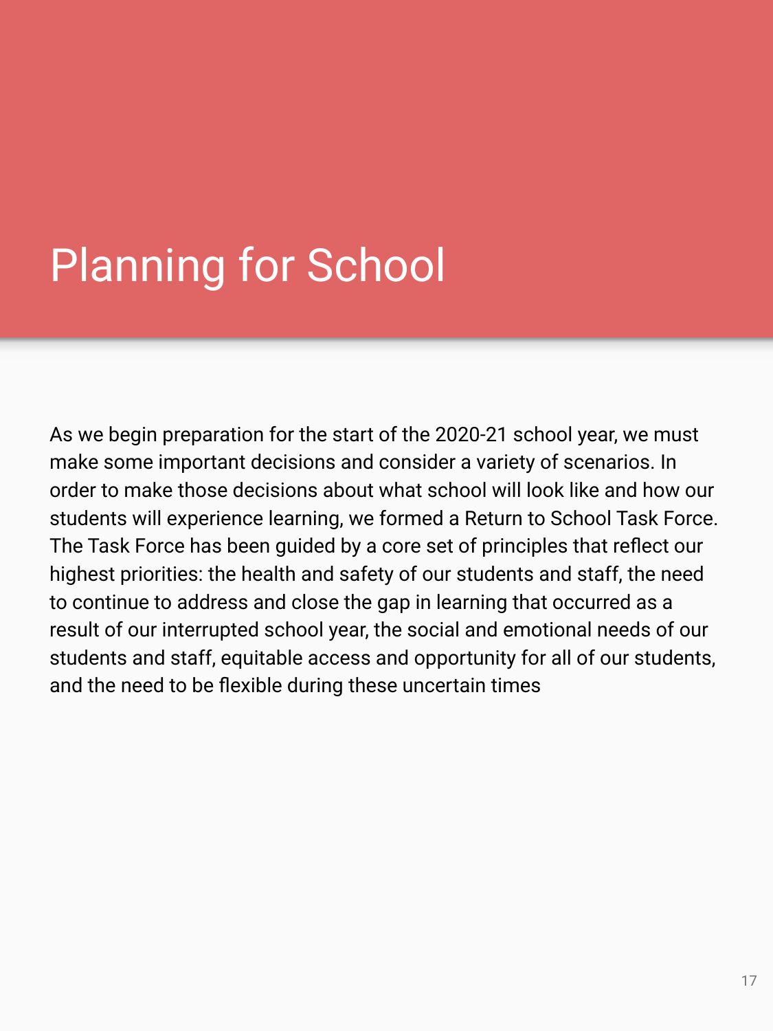# Planning for School

As we begin preparation for the start of the 2020-21 school year, we must make some important decisions and consider a variety of scenarios. In order to make those decisions about what school will look like and how our students will experience learning, we formed a Return to School Task Force. The Task Force has been guided by a core set of principles that reflect our highest priorities: the health and safety of our students and staff, the need to continue to address and close the gap in learning that occurred as a result of our interrupted school year, the social and emotional needs of our students and staff, equitable access and opportunity for all of our students, and the need to be flexible during these uncertain times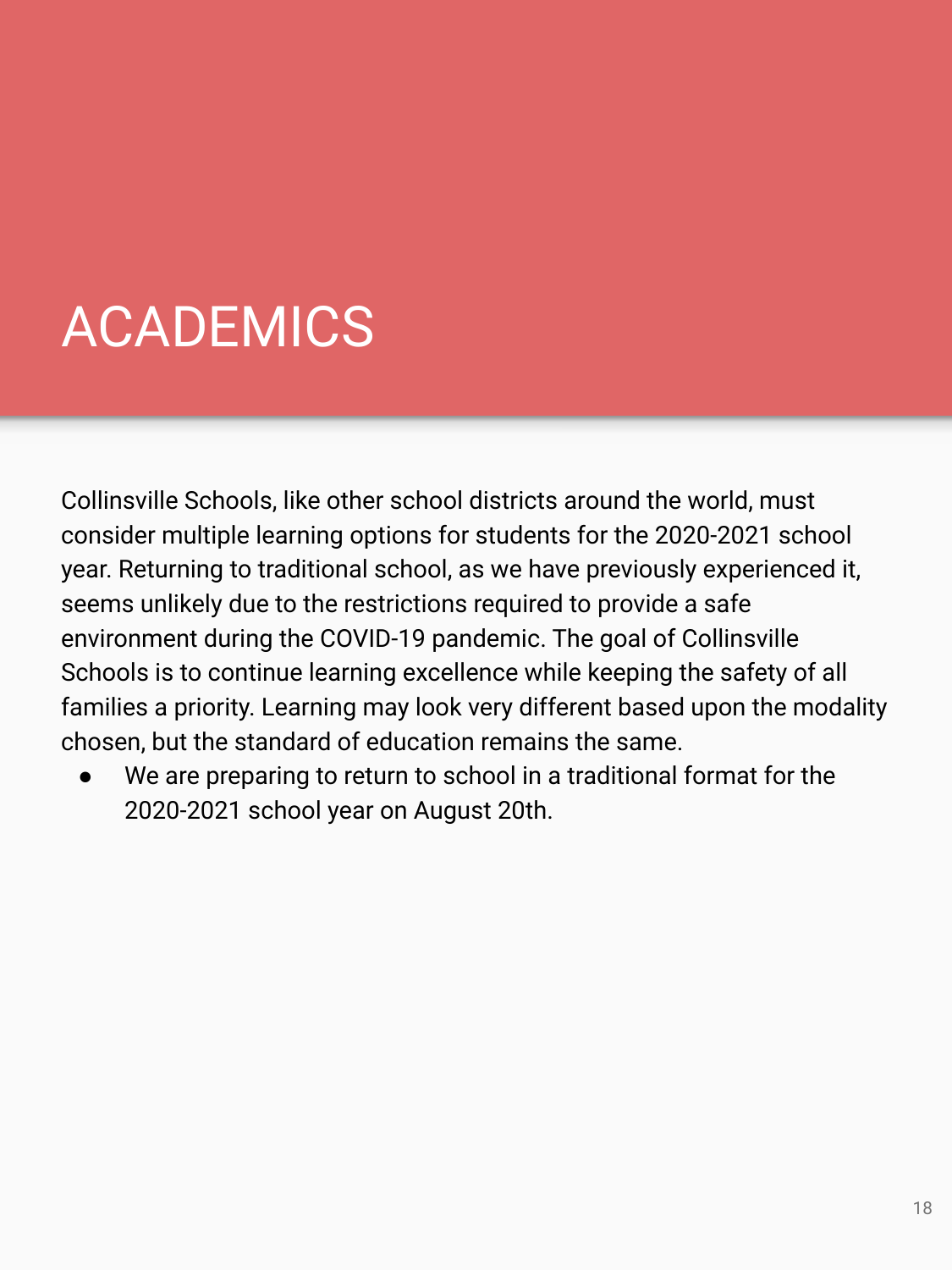# ACADEMICS

Collinsville Schools, like other school districts around the world, must consider multiple learning options for students for the 2020-2021 school year. Returning to traditional school, as we have previously experienced it, seems unlikely due to the restrictions required to provide a safe environment during the COVID-19 pandemic. The goal of Collinsville Schools is to continue learning excellence while keeping the safety of all families a priority. Learning may look very different based upon the modality chosen, but the standard of education remains the same.

- We are preparing to return to school in a traditional format for the 2020-2021 school year on August 20th.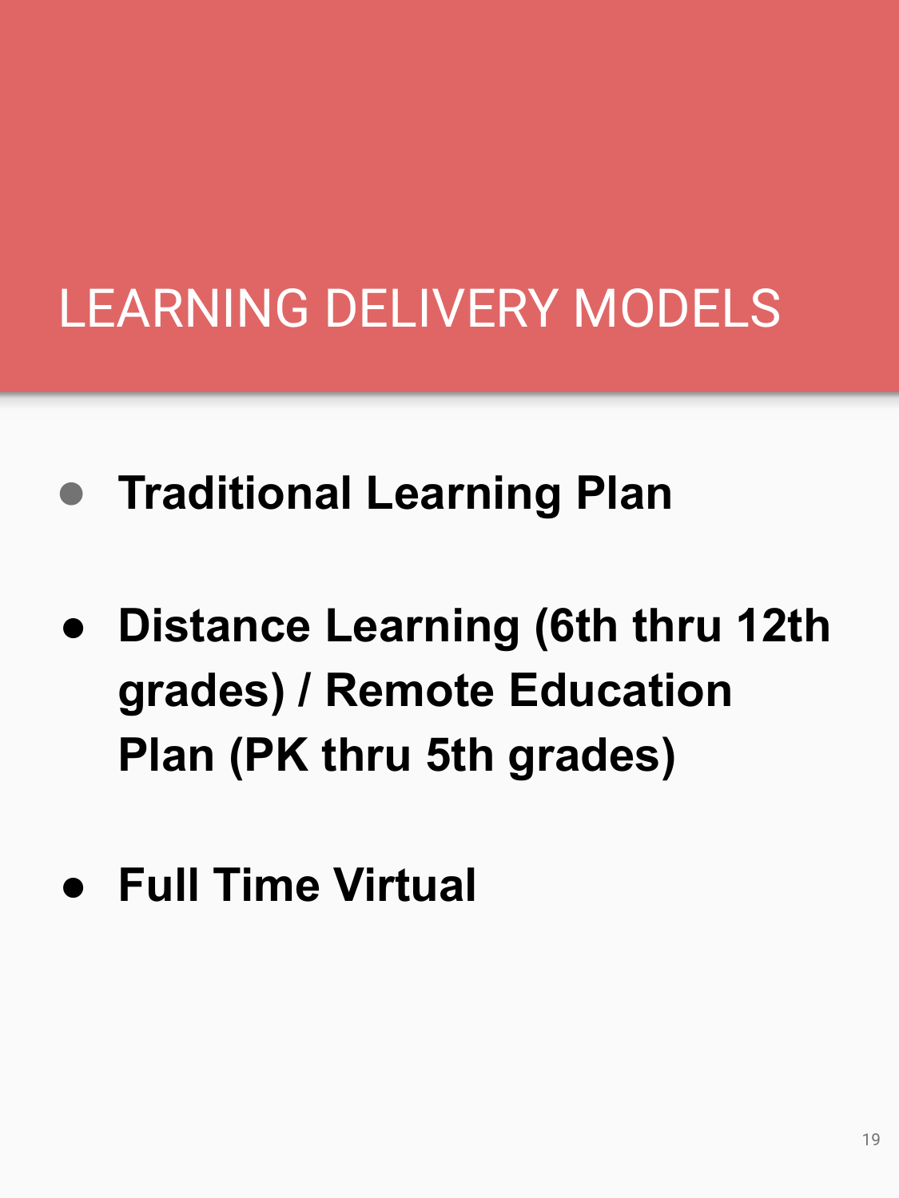# LEARNING DELIVERY MODELS

- **Traditional Learning Plan**
- **Distance Learning (6th thru 12th grades) / Remote Education Plan (PK thru 5th grades)**
- **Full Time Virtual**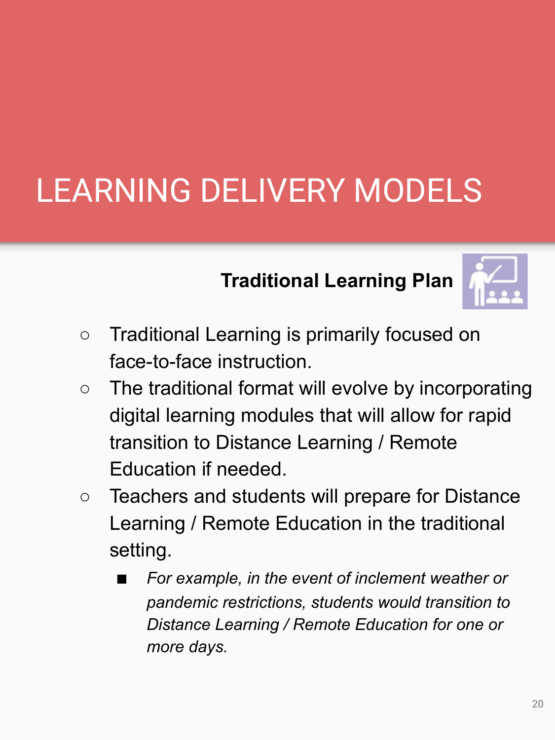# LEARNING DELIVERY MODELS

## Traditional Learning Plan

- Traditional Learning is primarily focused on face-to-face instruction.
- The traditional format will evolve by incorporating digital learning modules that will allow for rapid transition to Distance Learning / Remote Education if needed.
- Teachers and students will prepare for Distance Learning / Remote Education in the traditional setting.
    - *For example, in the event of inclement weather or pandemic restrictions, students would transition to Distance Learning / Remote Education for one or more days.*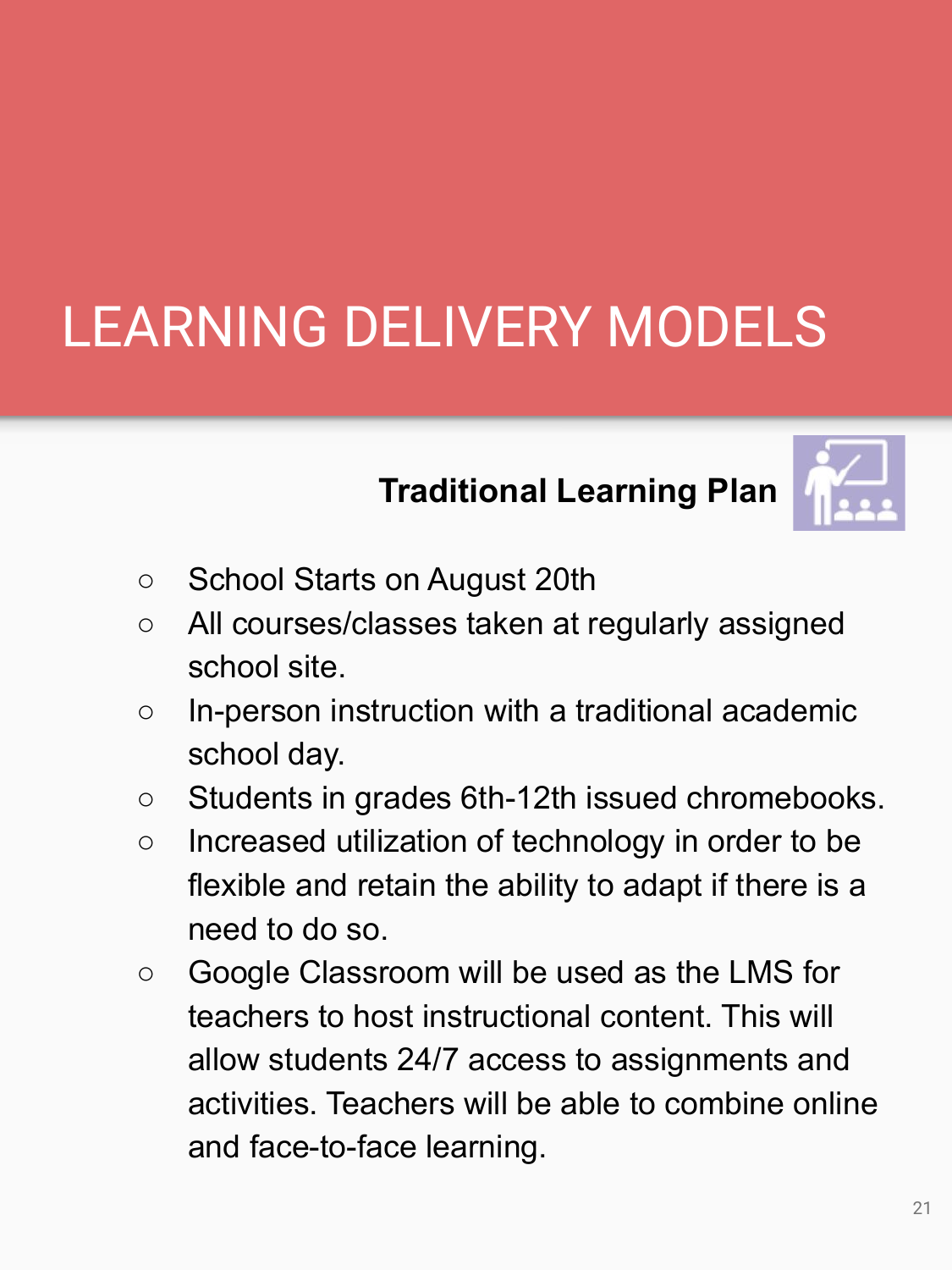# LEARNING DELIVERY MODELS

## Traditional Learning Plan

- School Starts on August 20th
- All courses/classes taken at regularly assigned school site.
- In-person instruction with a traditional academic school day.
- Students in grades 6th-12th issued chromebooks.
- Increased utilization of technology in order to be flexible and retain the ability to adapt if there is a need to do so.
- Google Classroom will be used as the LMS for teachers to host instructional content. This will allow students 24/7 access to assignments and activities. Teachers will be able to combine online and face-to-face learning.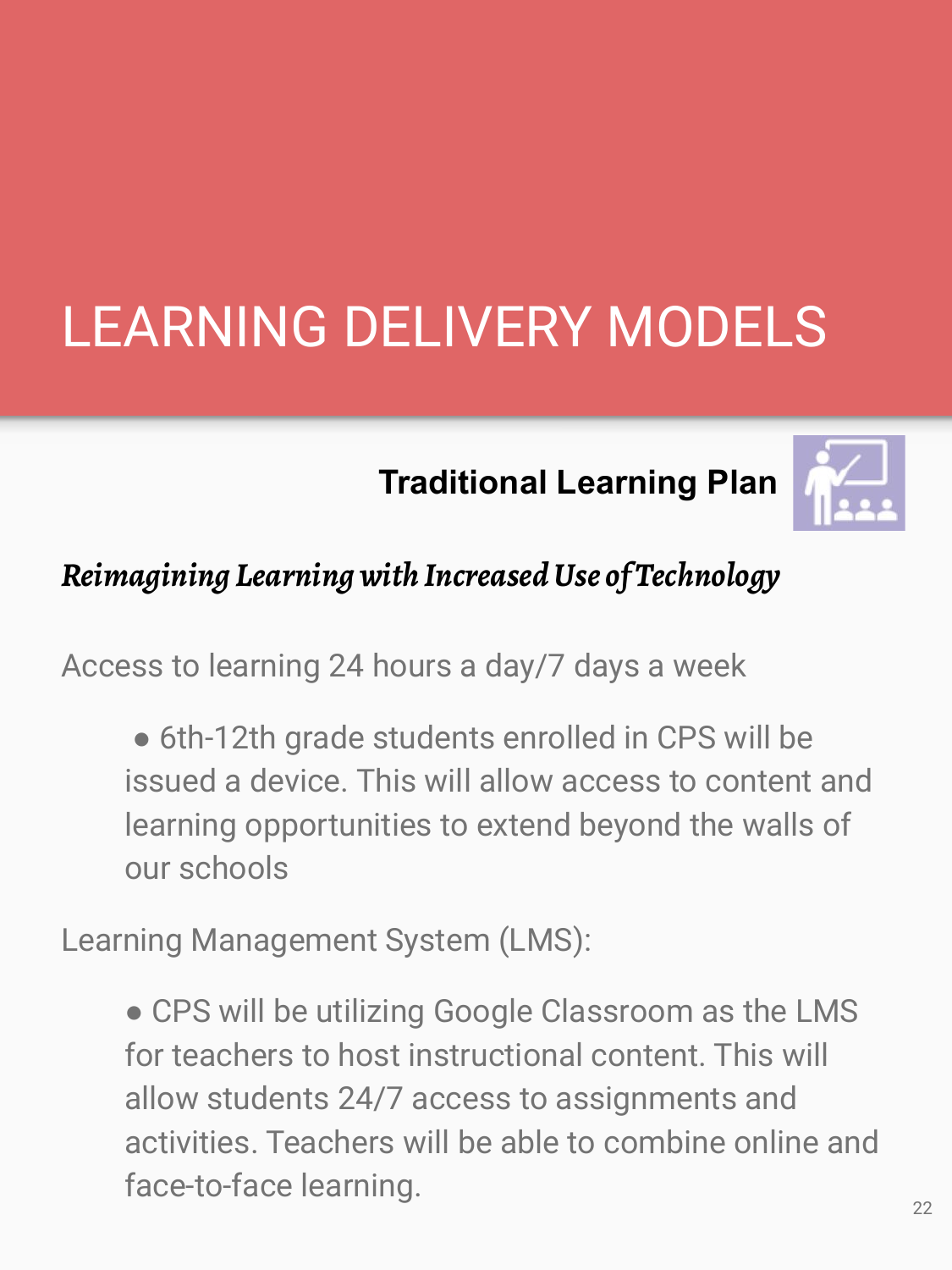# LEARNING DELIVERY MODELS

## Traditional Learning Plan

***Reimagining Learning with Increased Use of Technology***

Access to learning 24 hours a day/7 days a week

- 6th-12th grade students enrolled in CPS will be issued a device. This will allow access to content and learning opportunities to extend beyond the walls of our schools

Learning Management System (LMS):

- CPS will be utilizing Google Classroom as the LMS for teachers to host instructional content. This will allow students 24/7 access to assignments and activities. Teachers will be able to combine online and face-to-face learning.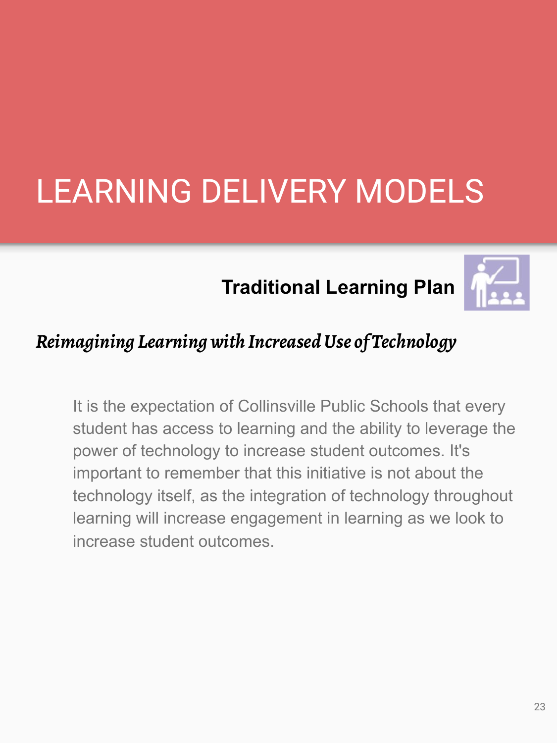# LEARNING DELIVERY MODELS

## Traditional Learning Plan

***Reimagining Learning with Increased Use of Technology***

It is the expectation of Collinsville Public Schools that every student has access to learning and the ability to leverage the power of technology to increase student outcomes. It's important to remember that this initiative is not about the technology itself, as the integration of technology throughout learning will increase engagement in learning as we look to increase student outcomes.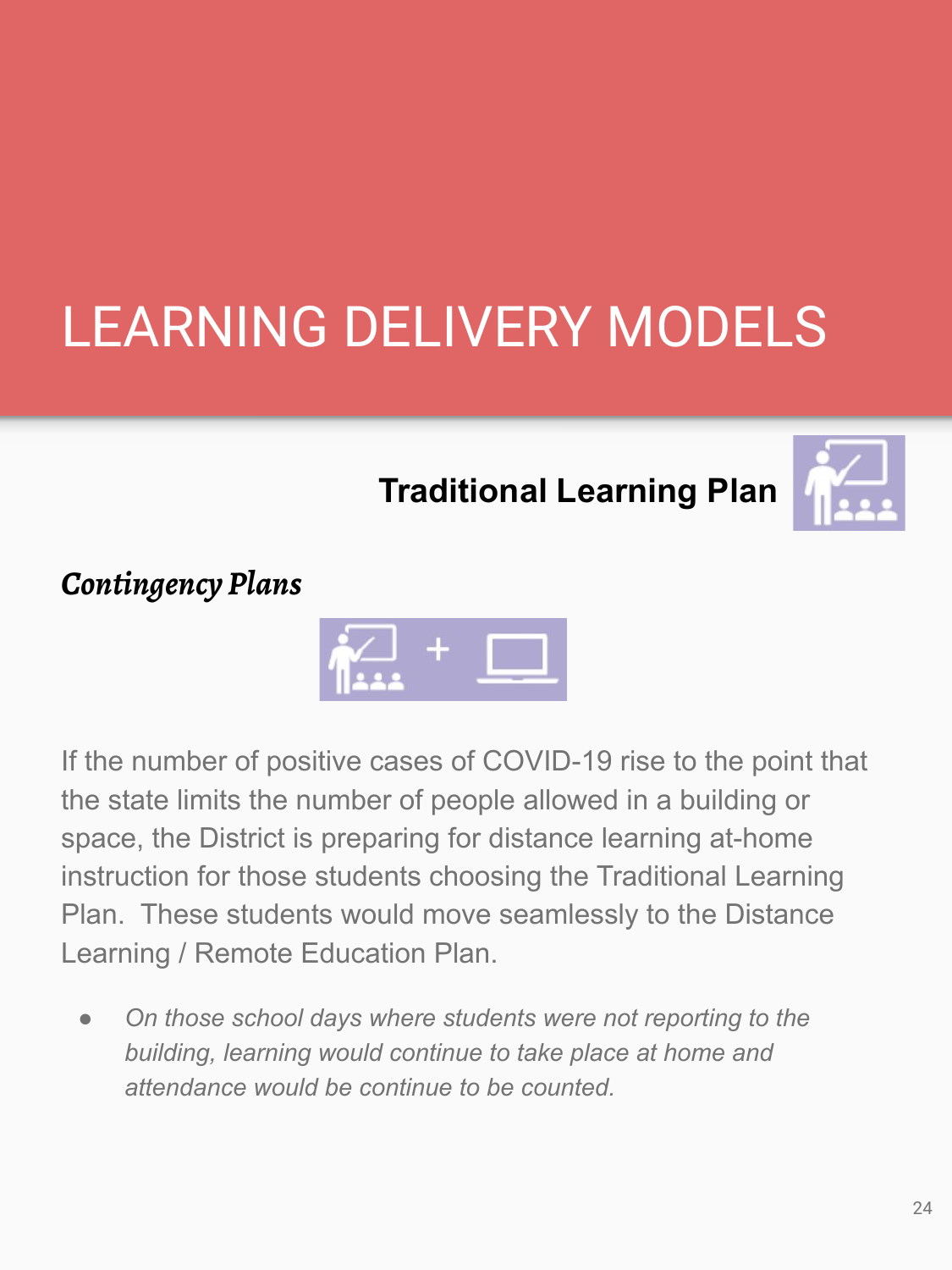# LEARNING DELIVERY MODELS

## Traditional Learning Plan

### *Contingency Plans*

If the number of positive cases of COVID-19 rise to the point that the state limits the number of people allowed in a building or space, the District is preparing for distance learning at-home instruction for those students choosing the Traditional Learning Plan. These students would move seamlessly to the Distance Learning / Remote Education Plan.

- *On those school days where students were not reporting to the building, learning would continue to take place at home and attendance would be continue to be counted.*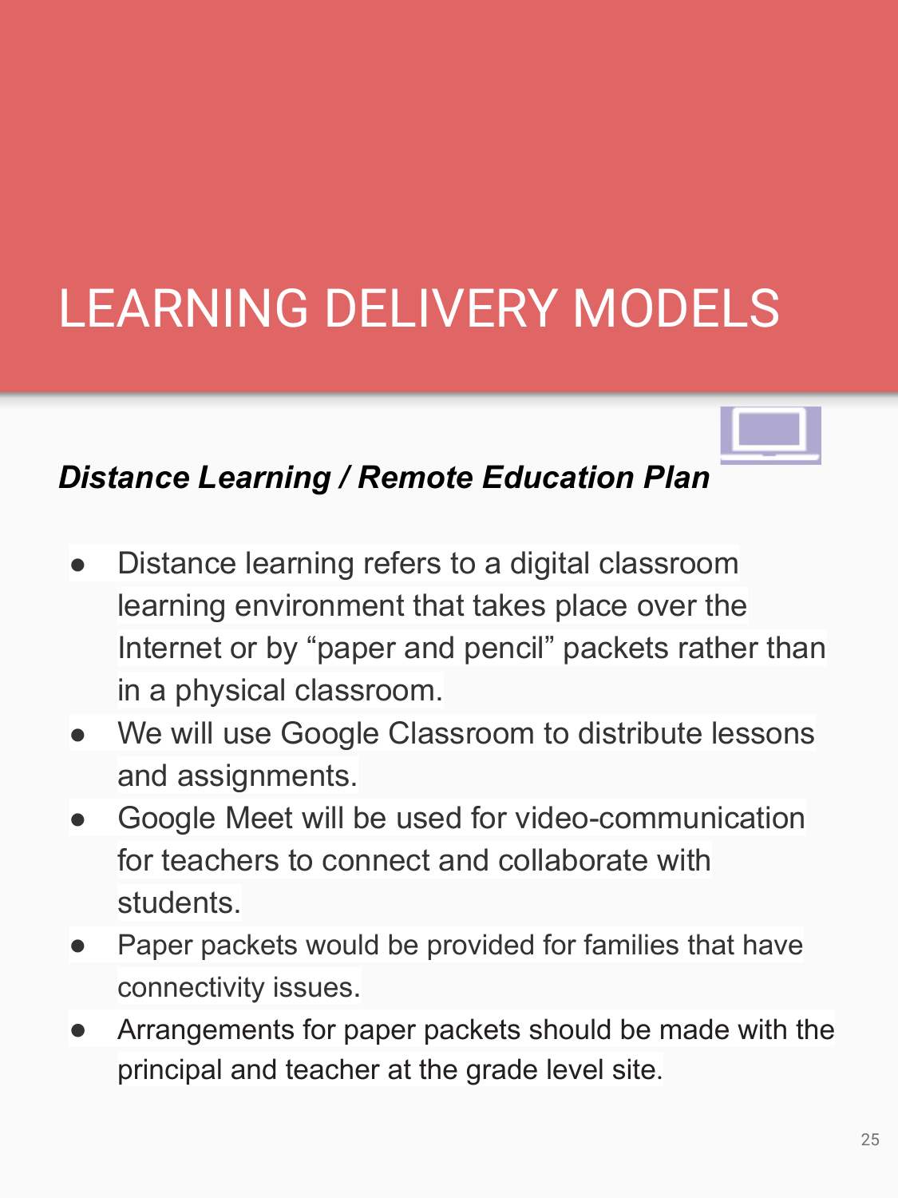# LEARNING DELIVERY MODELS

***Distance Learning / Remote Education Plan***

- Distance learning refers to a digital classroom learning environment that takes place over the Internet or by "paper and pencil" packets rather than in a physical classroom.
- We will use Google Classroom to distribute lessons and assignments.
- Google Meet will be used for video-communication for teachers to connect and collaborate with students.
- Paper packets would be provided for families that have connectivity issues.
- Arrangements for paper packets should be made with the principal and teacher at the grade level site.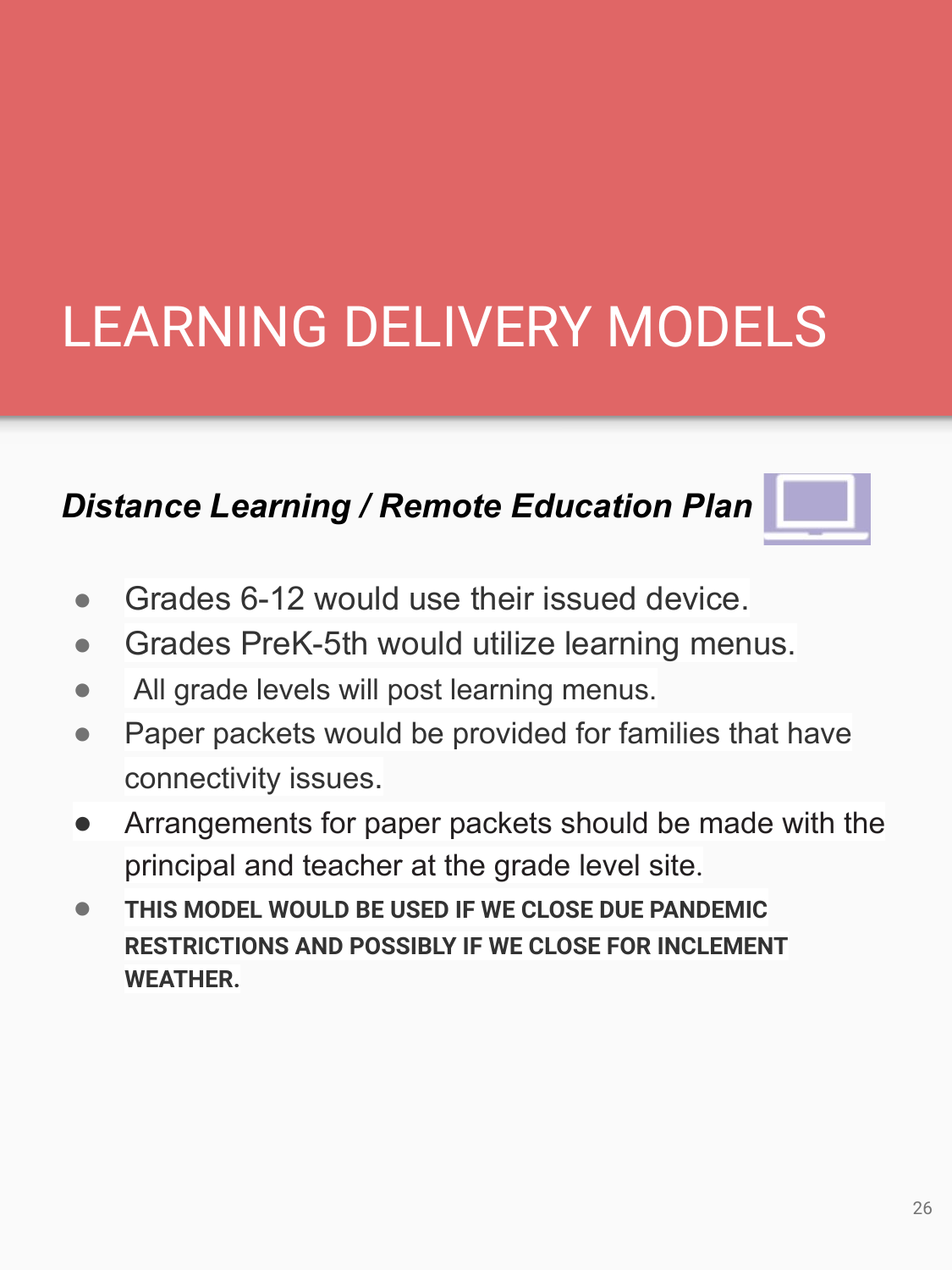# LEARNING DELIVERY MODELS

***Distance Learning / Remote Education Plan***

- Grades 6-12 would use their issued device.
- Grades PreK-5th would utilize learning menus.
- All grade levels will post learning menus.
- Paper packets would be provided for families that have connectivity issues.
- Arrangements for paper packets should be made with the principal and teacher at the grade level site.
- **THIS MODEL WOULD BE USED IF WE CLOSE DUE PANDEMIC RESTRICTIONS AND POSSIBLY IF WE CLOSE FOR INCLEMENT WEATHER.**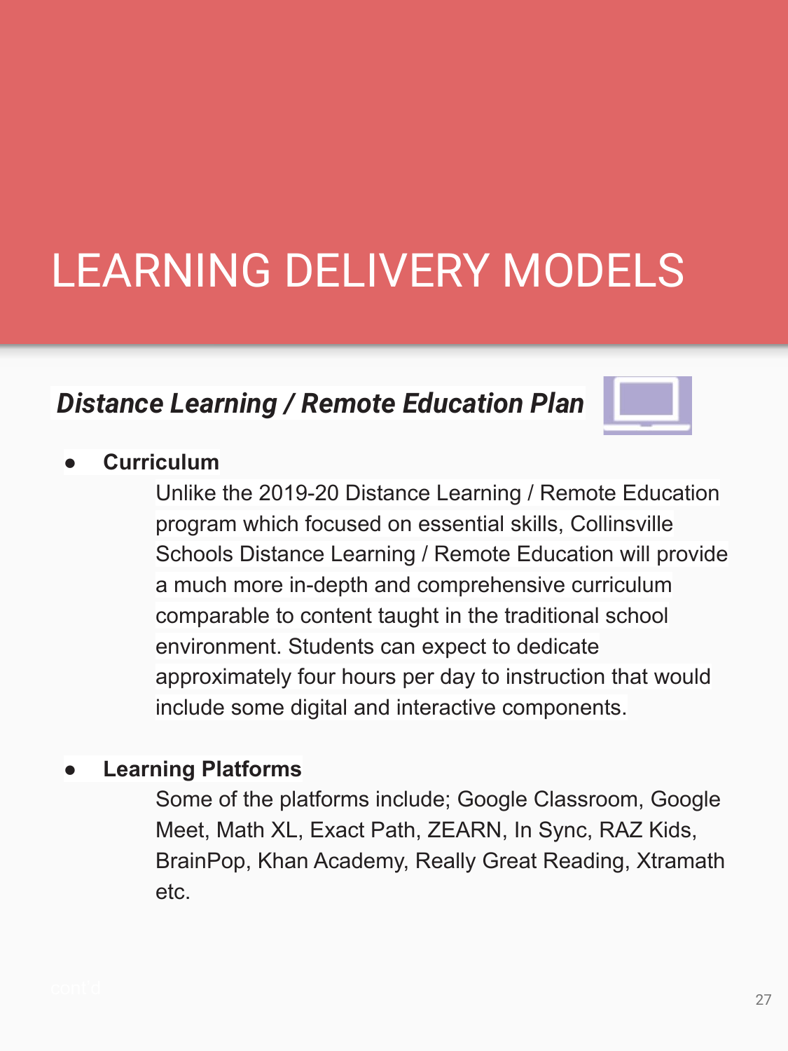# LEARNING DELIVERY MODELS

## *Distance Learning / Remote Education Plan*

- **Curriculum**

  Unlike the 2019-20 Distance Learning / Remote Education program which focused on essential skills, Collinsville Schools Distance Learning / Remote Education will provide a much more in-depth and comprehensive curriculum comparable to content taught in the traditional school environment. Students can expect to dedicate approximately four hours per day to instruction that would include some digital and interactive components.

- **Learning Platforms**

  Some of the platforms include; Google Classroom, Google Meet, Math XL, Exact Path, ZEARN, In Sync, RAZ Kids, BrainPop, Khan Academy, Really Great Reading, Xtramath etc.

cont'd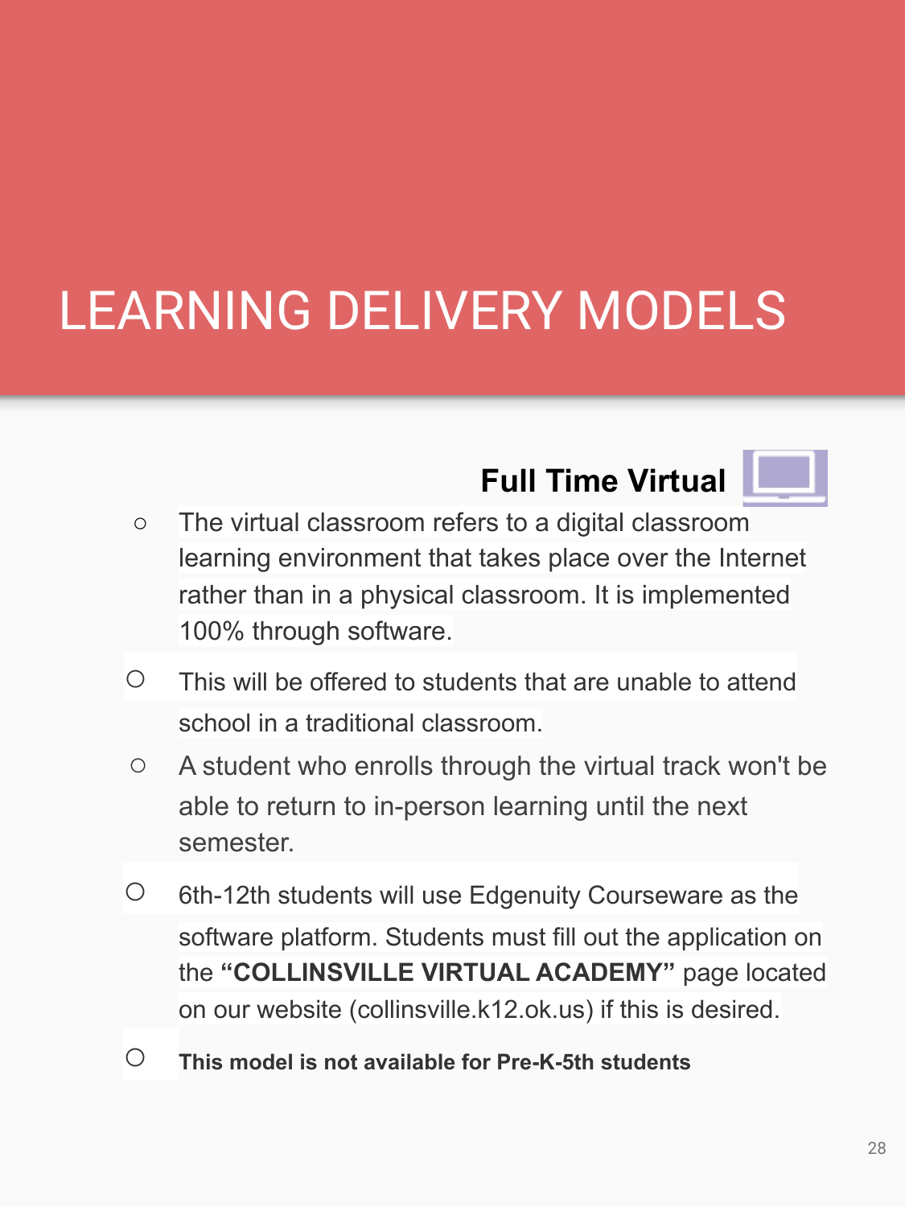# LEARNING DELIVERY MODELS

## Full Time Virtual

- The virtual classroom refers to a digital classroom learning environment that takes place over the Internet rather than in a physical classroom. It is implemented 100% through software.
- This will be offered to students that are unable to attend school in a traditional classroom.
- A student who enrolls through the virtual track won't be able to return to in-person learning until the next semester.
- 6th-12th students will use Edgenuity Courseware as the software platform. Students must fill out the application on the **"COLLINSVILLE VIRTUAL ACADEMY"** page located on our website (collinsville.k12.ok.us) if this is desired.
- **This model is not available for Pre-K-5th students**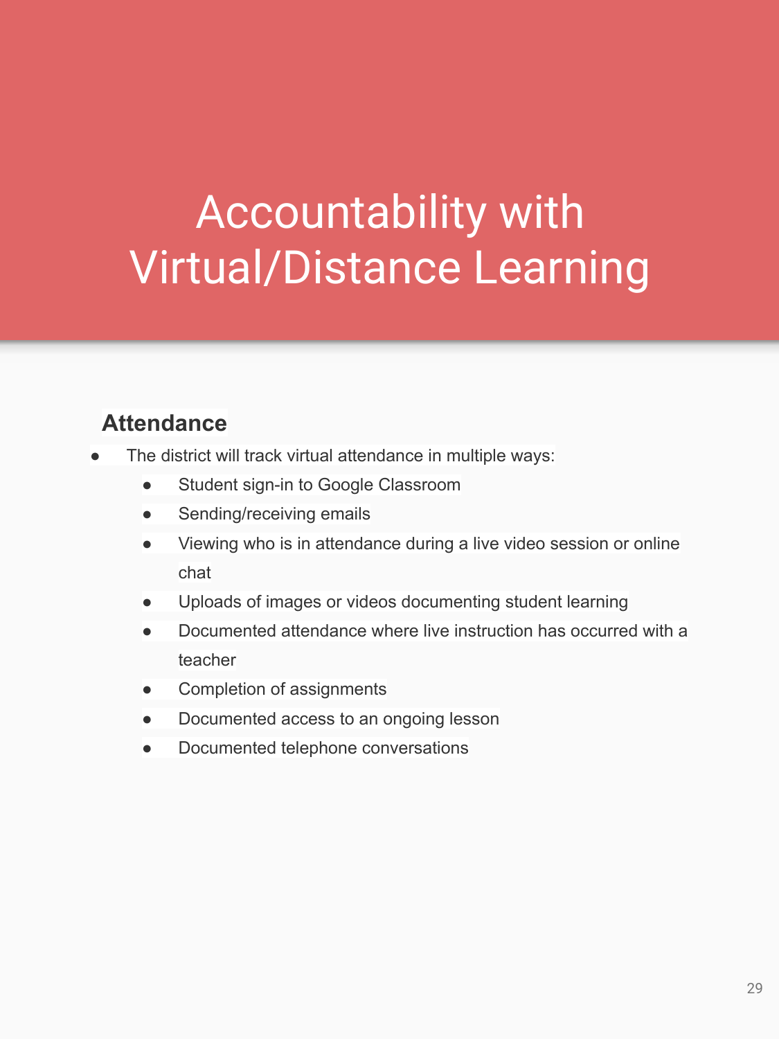# Accountability with Virtual/Distance Learning

### Attendance

- The district will track virtual attendance in multiple ways:
  - Student sign-in to Google Classroom
  - Sending/receiving emails
  - Viewing who is in attendance during a live video session or online chat
  - Uploads of images or videos documenting student learning
  - Documented attendance where live instruction has occurred with a teacher
  - Completion of assignments
  - Documented access to an ongoing lesson
  - Documented telephone conversations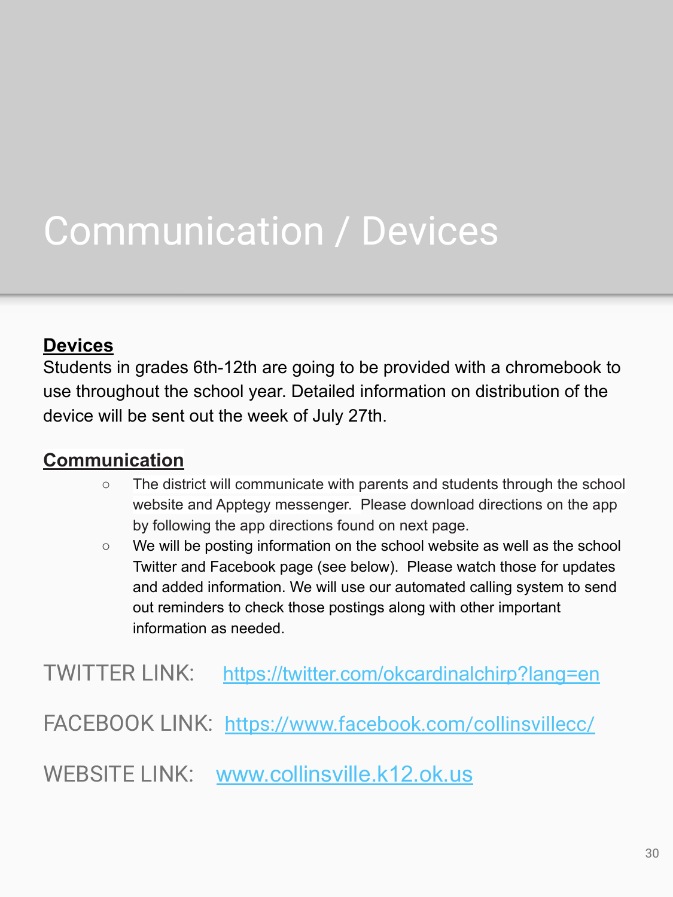# Communication / Devices

**Devices**

Students in grades 6th-12th are going to be provided with a chromebook to use throughout the school year. Detailed information on distribution of the device will be sent out the week of July 27th.

**Communication**

- The district will communicate with parents and students through the school website and Apptegy messenger.  Please download directions on the app by following the app directions found on next page.
- We will be posting information on the school website as well as the school Twitter and Facebook page (see below).  Please watch those for updates and added information. We will use our automated calling system to send out reminders to check those postings along with other important information as needed.

TWITTER LINK: https://twitter.com/okcardinalchirp?lang=en

FACEBOOK LINK: https://www.facebook.com/collinsvillecc/

WEBSITE LINK: www.collinsville.k12.ok.us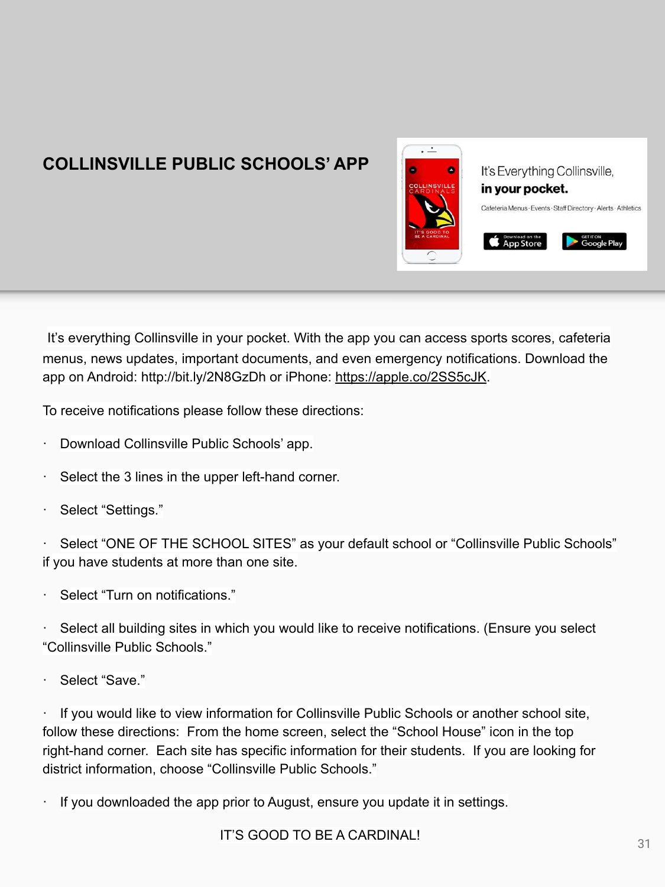# COLLINSVILLE PUBLIC SCHOOLS' APP

It's everything Collinsville in your pocket. With the app you can access sports scores, cafeteria menus, news updates, important documents, and even emergency notifications. Download the app on Android: http://bit.ly/2N8GzDh or iPhone: https://apple.co/2SS5cJK.

To receive notifications please follow these directions:

- Download Collinsville Public Schools' app.
- Select the 3 lines in the upper left-hand corner.
- Select "Settings."
- Select "ONE OF THE SCHOOL SITES" as your default school or "Collinsville Public Schools" if you have students at more than one site.
- Select "Turn on notifications."
- Select all building sites in which you would like to receive notifications. (Ensure you select "Collinsville Public Schools."
- Select "Save."
- If you would like to view information for Collinsville Public Schools or another school site, follow these directions: From the home screen, select the "School House" icon in the top right-hand corner. Each site has specific information for their students. If you are looking for district information, choose "Collinsville Public Schools."
- If you downloaded the app prior to August, ensure you update it in settings.

IT'S GOOD TO BE A CARDINAL!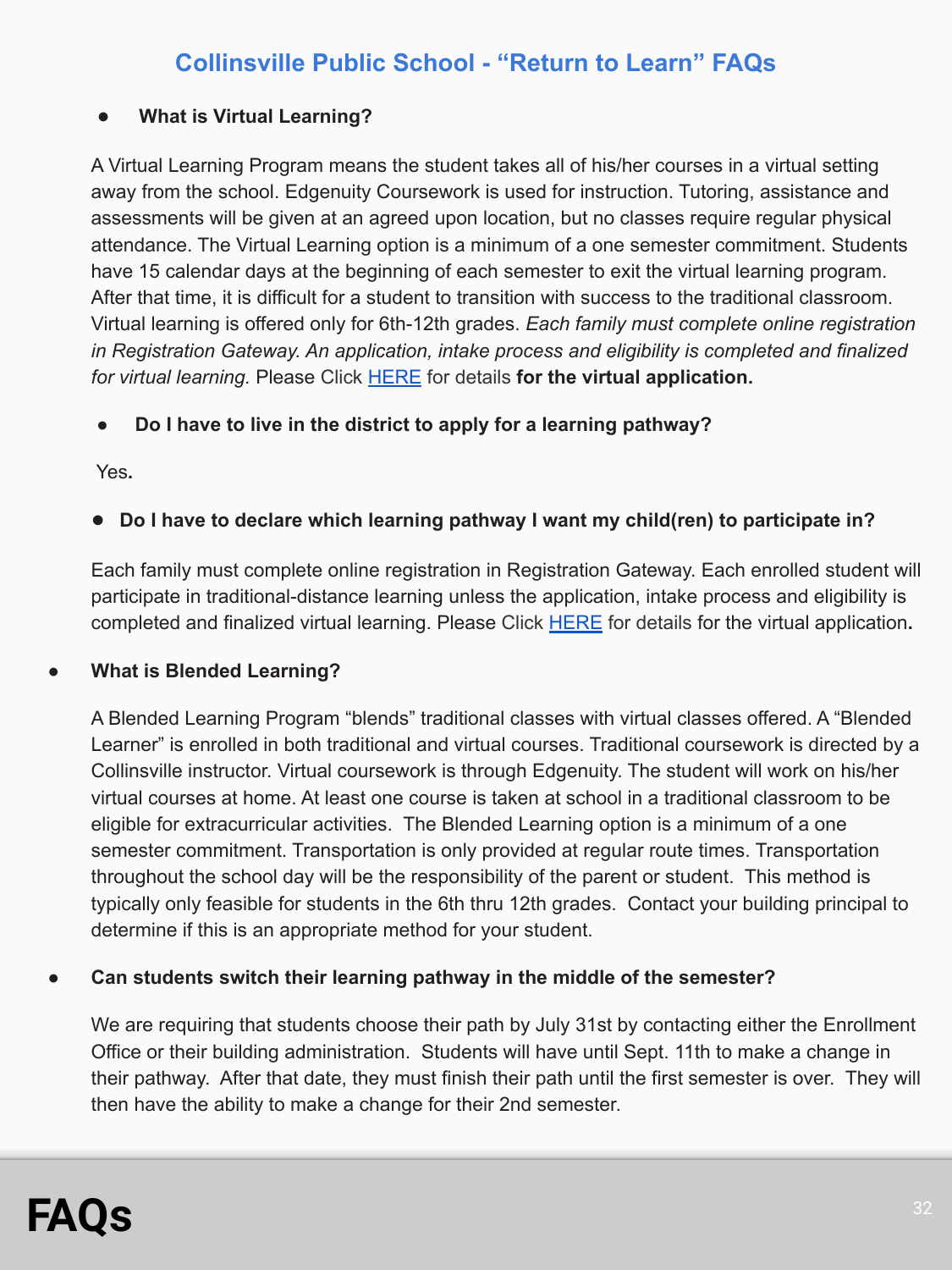## Collinsville Public School - "Return to Learn" FAQs

- **What is Virtual Learning?**

A Virtual Learning Program means the student takes all of his/her courses in a virtual setting away from the school. Edgenuity Coursework is used for instruction. Tutoring, assistance and assessments will be given at an agreed upon location, but no classes require regular physical attendance. The Virtual Learning option is a minimum of a one semester commitment. Students have 15 calendar days at the beginning of each semester to exit the virtual learning program. After that time, it is difficult for a student to transition with success to the traditional classroom. Virtual learning is offered only for 6th-12th grades. *Each family must complete online registration in Registration Gateway. An application, intake process and eligibility is completed and finalized for virtual learning.* Please Click HERE for details **for the virtual application.**

- **Do I have to live in the district to apply for a learning pathway?**

Yes.

- **Do I have to declare which learning pathway I want my child(ren) to participate in?**

Each family must complete online registration in Registration Gateway. Each enrolled student will participate in traditional-distance learning unless the application, intake process and eligibility is completed and finalized virtual learning. Please Click HERE for details for the virtual application.

- **What is Blended Learning?**

A Blended Learning Program "blends" traditional classes with virtual classes offered. A "Blended Learner" is enrolled in both traditional and virtual courses. Traditional coursework is directed by a Collinsville instructor. Virtual coursework is through Edgenuity. The student will work on his/her virtual courses at home. At least one course is taken at school in a traditional classroom to be eligible for extracurricular activities. The Blended Learning option is a minimum of a one semester commitment. Transportation is only provided at regular route times. Transportation throughout the school day will be the responsibility of the parent or student. This method is typically only feasible for students in the 6th thru 12th grades. Contact your building principal to determine if this is an appropriate method for your student.

- **Can students switch their learning pathway in the middle of the semester?**

We are requiring that students choose their path by July 31st by contacting either the Enrollment Office or their building administration. Students will have until Sept. 11th to make a change in their pathway. After that date, they must finish their path until the first semester is over. They will then have the ability to make a change for their 2nd semester.

# FAQs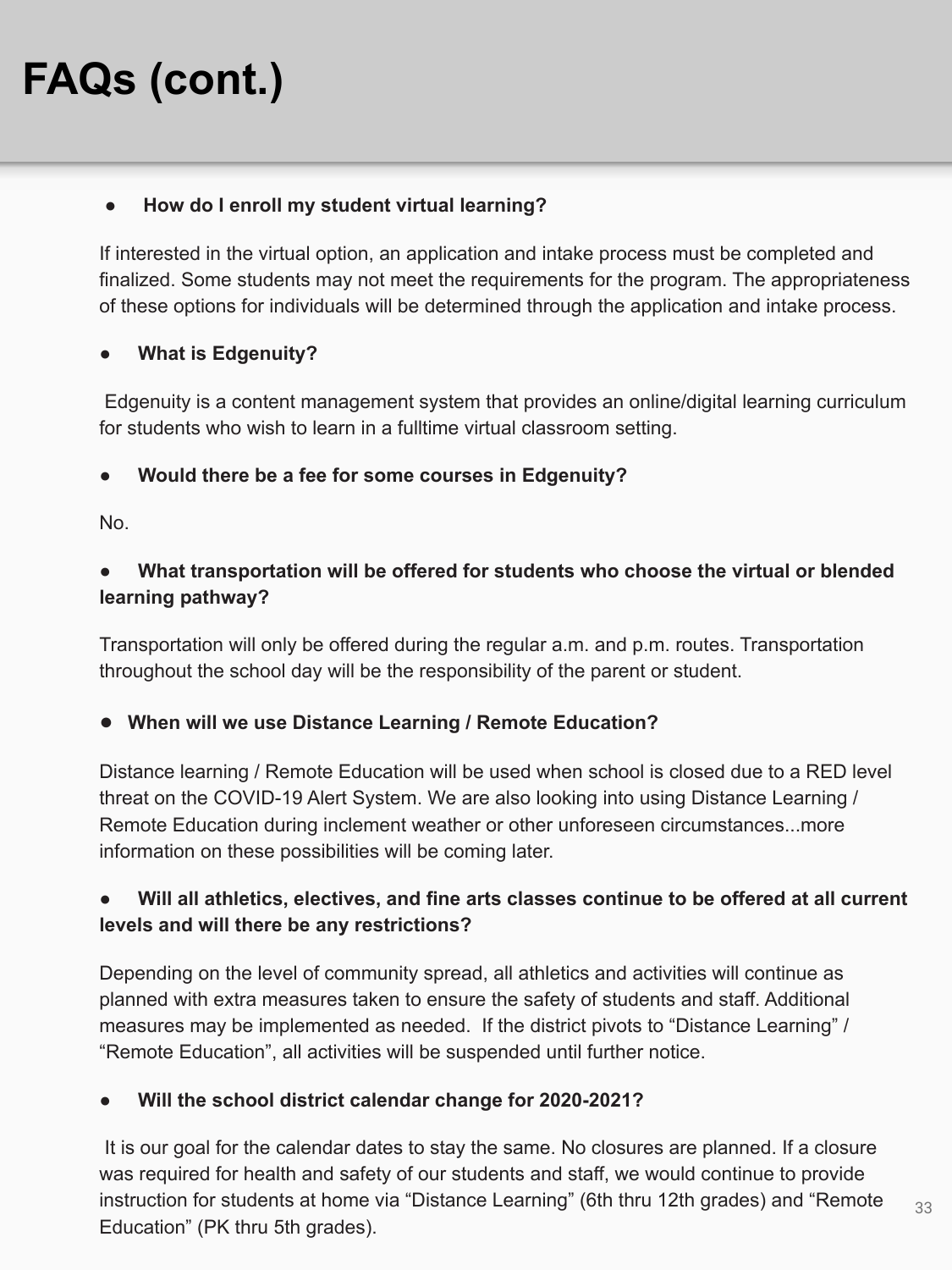# FAQs (cont.)

- **How do I enroll my student virtual learning?**

If interested in the virtual option, an application and intake process must be completed and finalized. Some students may not meet the requirements for the program. The appropriateness of these options for individuals will be determined through the application and intake process.

- **What is Edgenuity?**

Edgenuity is a content management system that provides an online/digital learning curriculum for students who wish to learn in a fulltime virtual classroom setting.

- **Would there be a fee for some courses in Edgenuity?**

No.

- **What transportation will be offered for students who choose the virtual or blended learning pathway?**

Transportation will only be offered during the regular a.m. and p.m. routes. Transportation throughout the school day will be the responsibility of the parent or student.

- **When will we use Distance Learning / Remote Education?**

Distance learning / Remote Education will be used when school is closed due to a RED level threat on the COVID-19 Alert System. We are also looking into using Distance Learning / Remote Education during inclement weather or other unforeseen circumstances...more information on these possibilities will be coming later.

- **Will all athletics, electives, and fine arts classes continue to be offered at all current levels and will there be any restrictions?**

Depending on the level of community spread, all athletics and activities will continue as planned with extra measures taken to ensure the safety of students and staff. Additional measures may be implemented as needed. If the district pivots to "Distance Learning" / "Remote Education", all activities will be suspended until further notice.

- **Will the school district calendar change for 2020-2021?**

It is our goal for the calendar dates to stay the same. No closures are planned. If a closure was required for health and safety of our students and staff, we would continue to provide instruction for students at home via "Distance Learning" (6th thru 12th grades) and "Remote Education" (PK thru 5th grades).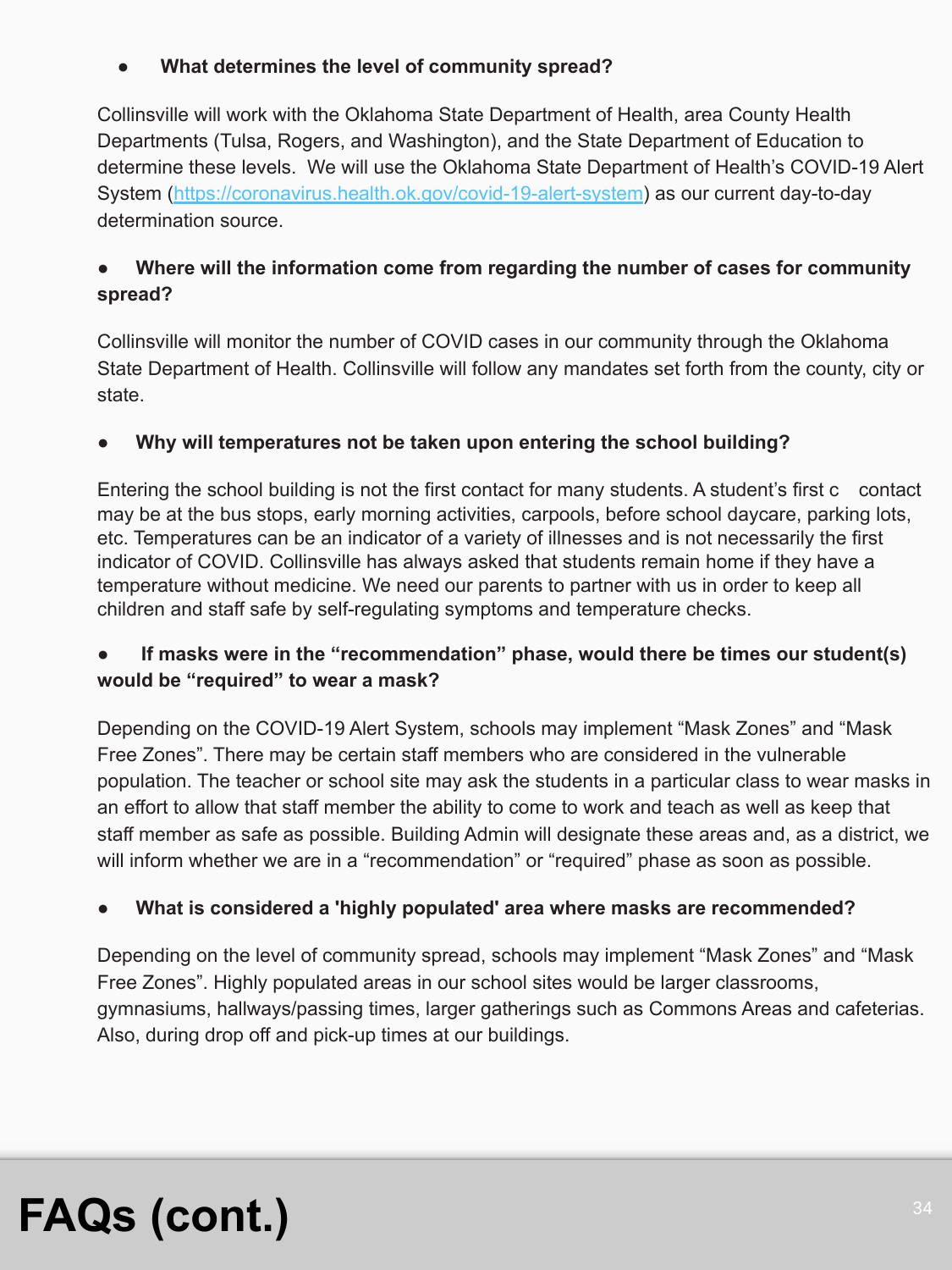# FAQs (cont.)

- **What determines the level of community spread?**

Collinsville will work with the Oklahoma State Department of Health, area County Health Departments (Tulsa, Rogers, and Washington), and the State Department of Education to determine these levels. We will use the Oklahoma State Department of Health's COVID-19 Alert System ([https://coronavirus.health.ok.gov/covid-19-alert-system](https://coronavirus.health.ok.gov/covid-19-alert-system)) as our current day-to-day determination source.

- **Where will the information come from regarding the number of cases for community spread?**

Collinsville will monitor the number of COVID cases in our community through the Oklahoma State Department of Health. Collinsville will follow any mandates set forth from the county, city or state.

- **Why will temperatures not be taken upon entering the school building?**

Entering the school building is not the first contact for many students. A student's first c contact may be at the bus stops, early morning activities, carpools, before school daycare, parking lots, etc. Temperatures can be an indicator of a variety of illnesses and is not necessarily the first indicator of COVID. Collinsville has always asked that students remain home if they have a temperature without medicine. We need our parents to partner with us in order to keep all children and staff safe by self-regulating symptoms and temperature checks.

- **If masks were in the "recommendation" phase, would there be times our student(s) would be "required" to wear a mask?**

Depending on the COVID-19 Alert System, schools may implement "Mask Zones" and "Mask Free Zones". There may be certain staff members who are considered in the vulnerable population. The teacher or school site may ask the students in a particular class to wear masks in an effort to allow that staff member the ability to come to work and teach as well as keep that staff member as safe as possible. Building Admin will designate these areas and, as a district, we will inform whether we are in a "recommendation" or "required" phase as soon as possible.

- **What is considered a 'highly populated' area where masks are recommended?**

Depending on the level of community spread, schools may implement "Mask Zones" and "Mask Free Zones". Highly populated areas in our school sites would be larger classrooms, gymnasiums, hallways/passing times, larger gatherings such as Commons Areas and cafeterias. Also, during drop off and pick-up times at our buildings.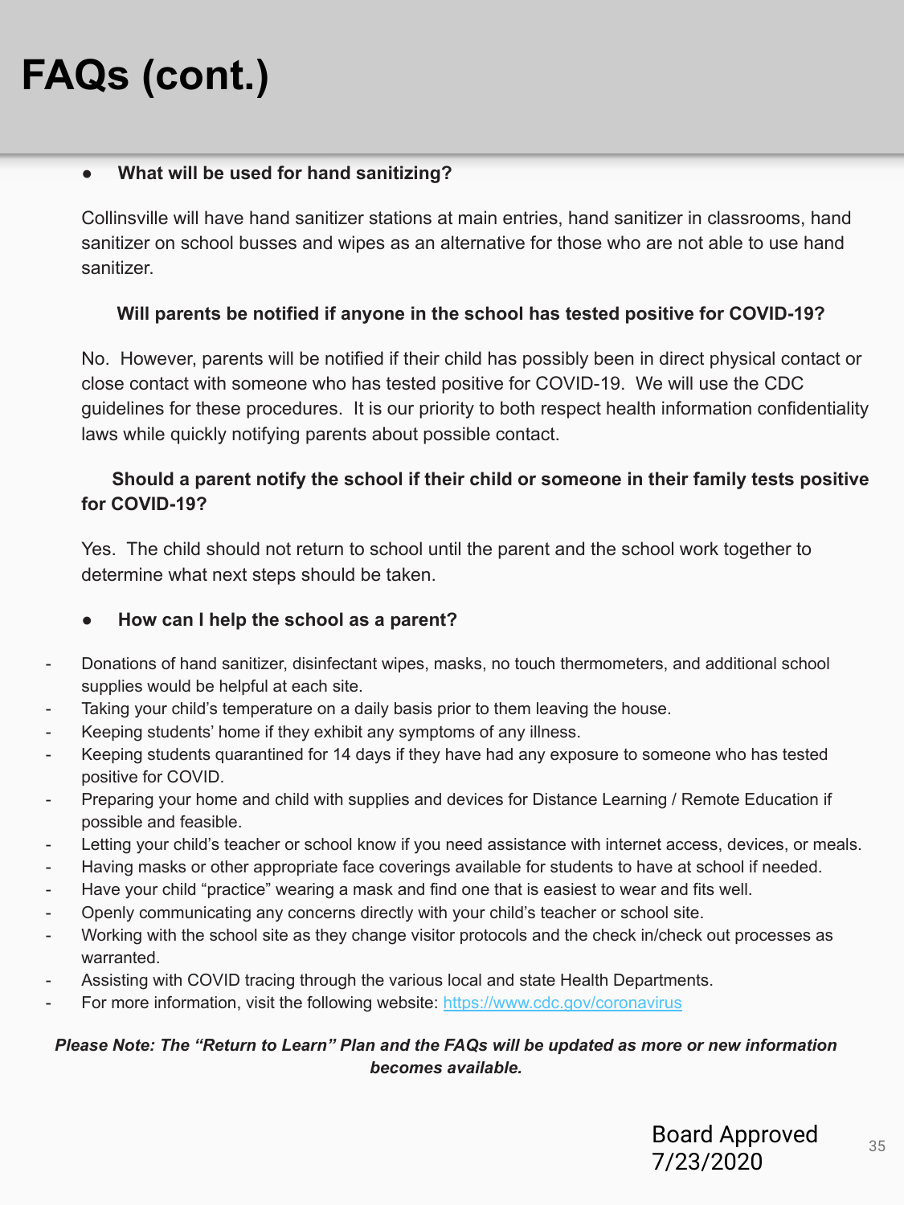# FAQs (cont.)

- **What will be used for hand sanitizing?**

Collinsville will have hand sanitizer stations at main entries, hand sanitizer in classrooms, hand sanitizer on school busses and wipes as an alternative for those who are not able to use hand sanitizer.

**Will parents be notified if anyone in the school has tested positive for COVID-19?**

No. However, parents will be notified if their child has possibly been in direct physical contact or close contact with someone who has tested positive for COVID-19. We will use the CDC guidelines for these procedures. It is our priority to both respect health information confidentiality laws while quickly notifying parents about possible contact.

**Should a parent notify the school if their child or someone in their family tests positive for COVID-19?**

Yes. The child should not return to school until the parent and the school work together to determine what next steps should be taken.

- **How can I help the school as a parent?**

- Donations of hand sanitizer, disinfectant wipes, masks, no touch thermometers, and additional school supplies would be helpful at each site.
- Taking your child's temperature on a daily basis prior to them leaving the house.
- Keeping students' home if they exhibit any symptoms of any illness.
- Keeping students quarantined for 14 days if they have had any exposure to someone who has tested positive for COVID.
- Preparing your home and child with supplies and devices for Distance Learning / Remote Education if possible and feasible.
- Letting your child's teacher or school know if you need assistance with internet access, devices, or meals.
- Having masks or other appropriate face coverings available for students to have at school if needed.
- Have your child "practice" wearing a mask and find one that is easiest to wear and fits well.
- Openly communicating any concerns directly with your child's teacher or school site.
- Working with the school site as they change visitor protocols and the check in/check out processes as warranted.
- Assisting with COVID tracing through the various local and state Health Departments.
- For more information, visit the following website: https://www.cdc.gov/coronavirus

***Please Note: The "Return to Learn" Plan and the FAQs will be updated as more or new information becomes available.***

Board Approved 7/23/2020